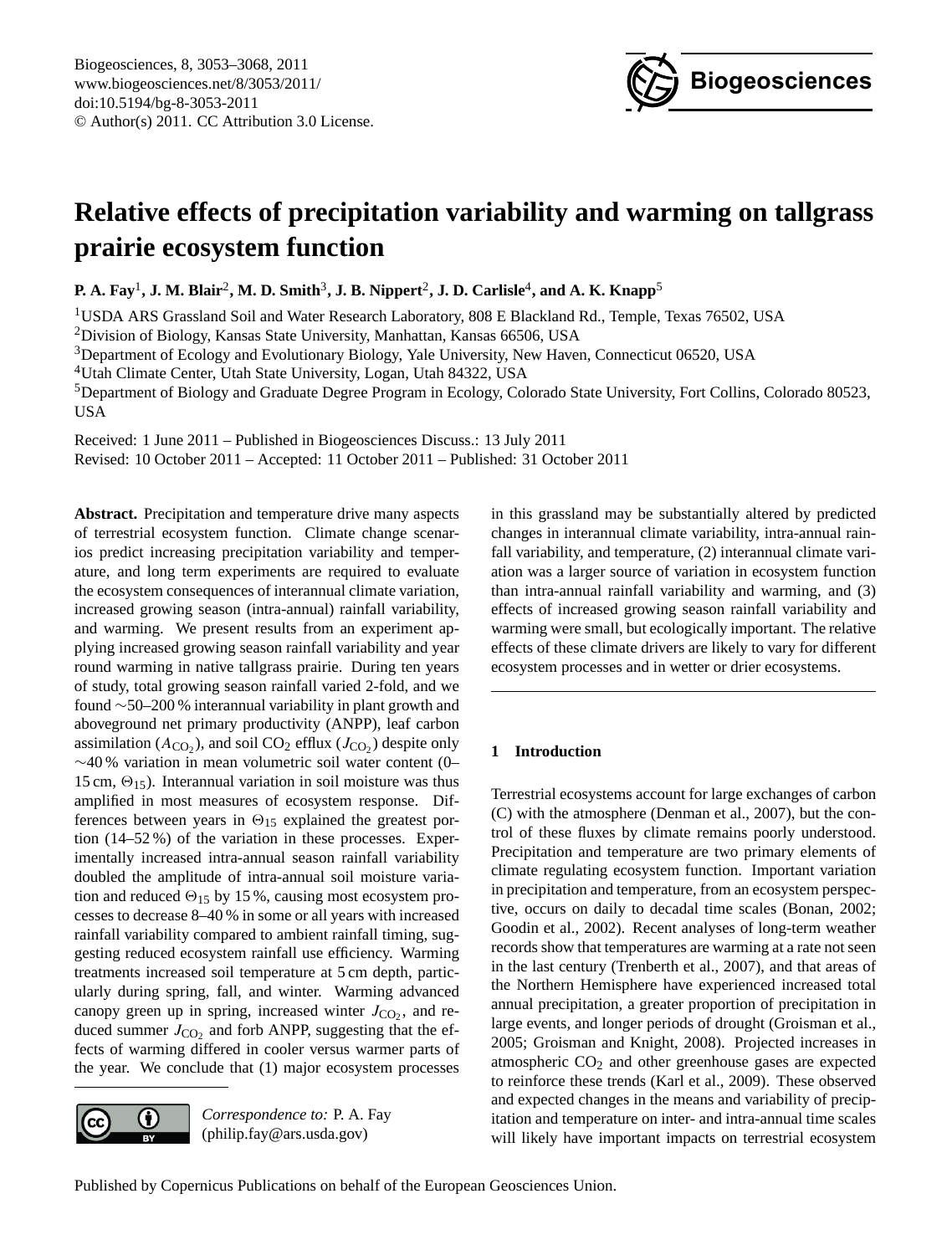# Relative effects of precipitation variability and warming on tallgrass prairie ecosystem function

**P. A. Fay[1], J. M. Blair[2], M. D. Smith[3], J. B. Nippert[2], J. D. Carlisle[4], and A. K. Knapp[5]**

[1]USDA ARS Grassland Soil and Water Research Laboratory, 808 E Blackland Rd., Temple, Texas 76502, USA
[2]Division of Biology, Kansas State University, Manhattan, Kansas 66506, USA
[3]Department of Ecology and Evolutionary Biology, Yale University, New Haven, Connecticut 06520, USA
[4]Utah Climate Center, Utah State University, Logan, Utah 84322, USA
[5]Department of Biology and Graduate Degree Program in Ecology, Colorado State University, Fort Collins, Colorado 80523, USA

Received: 1 June 2011 – Published in Biogeosciences Discuss.: 13 July 2011
Revised: 10 October 2011 – Accepted: 11 October 2011 – Published: 31 October 2011

**Abstract.** Precipitation and temperature drive many aspects of terrestrial ecosystem function. Climate change scenarios predict increasing precipitation variability and temperature, and long term experiments are required to evaluate the ecosystem consequences of interannual climate variation, increased growing season (intra-annual) rainfall variability, and warming. We present results from an experiment applying increased growing season rainfall variability and year round warming in native tallgrass prairie. During ten years of study, total growing season rainfall varied 2-fold, and we found ~50–200 % interannual variability in plant growth and aboveground net primary productivity (ANPP), leaf carbon assimilation ($A_{CO_2}$), and soil $CO_2$ efflux ($J_{CO_2}$) despite only ~40 % variation in mean volumetric soil water content (0–15 cm, $\Theta_{15}$). Interannual variation in soil moisture was thus amplified in most measures of ecosystem response. Differences between years in $\Theta_{15}$ explained the greatest portion (14–52 %) of the variation in these processes. Experimentally increased intra-annual season rainfall variability doubled the amplitude of intra-annual soil moisture variation and reduced $\Theta_{15}$ by 15 %, causing most ecosystem processes to decrease 8–40 % in some or all years with increased rainfall variability compared to ambient rainfall timing, suggesting reduced ecosystem rainfall use efficiency. Warming treatments increased soil temperature at 5 cm depth, particularly during spring, fall, and winter. Warming advanced canopy green up in spring, increased winter $J_{CO_2}$, and reduced summer $J_{CO_2}$ and forb ANPP, suggesting that the effects of warming differed in cooler versus warmer parts of the year. We conclude that (1) major ecosystem processes in this grassland may be substantially altered by predicted changes in interannual climate variability, intra-annual rainfall variability, and temperature, (2) interannual climate variation was a larger source of variation in ecosystem function than intra-annual rainfall variability and warming, and (3) effects of increased growing season rainfall variability and warming were small, but ecologically important. The relative effects of these climate drivers are likely to vary for different ecosystem processes and in wetter or drier ecosystems.

*Correspondence to:* P. A. Fay (philip.fay@ars.usda.gov)

## 1 Introduction

Terrestrial ecosystems account for large exchanges of carbon (C) with the atmosphere (Denman et al., 2007), but the control of these fluxes by climate remains poorly understood. Precipitation and temperature are two primary elements of climate regulating ecosystem function. Important variation in precipitation and temperature, from an ecosystem perspective, occurs on daily to decadal time scales (Bonan, 2002; Goodin et al., 2002). Recent analyses of long-term weather records show that temperatures are warming at a rate not seen in the last century (Trenberth et al., 2007), and that areas of the Northern Hemisphere have experienced increased total annual precipitation, a greater proportion of precipitation in large events, and longer periods of drought (Groisman et al., 2005; Groisman and Knight, 2008). Projected increases in atmospheric $CO_2$ and other greenhouse gases are expected to reinforce these trends (Karl et al., 2009). These observed and expected changes in the means and variability of precipitation and temperature on inter- and intra-annual time scales will likely have important impacts on terrestrial ecosystem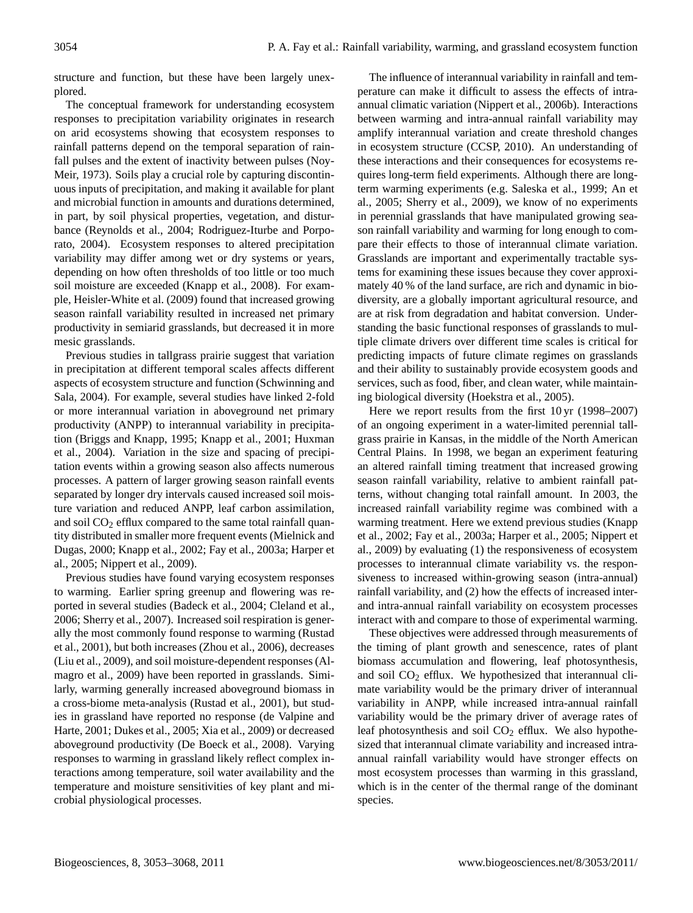structure and function, but these have been largely unexplored.

The conceptual framework for understanding ecosystem responses to precipitation variability originates in research on arid ecosystems showing that ecosystem responses to rainfall patterns depend on the temporal separation of rainfall pulses and the extent of inactivity between pulses (Noy-Meir, 1973). Soils play a crucial role by capturing discontinuous inputs of precipitation, and making it available for plant and microbial function in amounts and durations determined, in part, by soil physical properties, vegetation, and disturbance (Reynolds et al., 2004; Rodriguez-Iturbe and Porporato, 2004). Ecosystem responses to altered precipitation variability may differ among wet or dry systems or years, depending on how often thresholds of too little or too much soil moisture are exceeded (Knapp et al., 2008). For example, Heisler-White et al. (2009) found that increased growing season rainfall variability resulted in increased net primary productivity in semiarid grasslands, but decreased it in more mesic grasslands.

Previous studies in tallgrass prairie suggest that variation in precipitation at different temporal scales affects different aspects of ecosystem structure and function (Schwinning and Sala, 2004). For example, several studies have linked 2-fold or more interannual variation in aboveground net primary productivity (ANPP) to interannual variability in precipitation (Briggs and Knapp, 1995; Knapp et al., 2001; Huxman et al., 2004). Variation in the size and spacing of precipitation events within a growing season also affects numerous processes. A pattern of larger growing season rainfall events separated by longer dry intervals caused increased soil moisture variation and reduced ANPP, leaf carbon assimilation, and soil $CO_2$ efflux compared to the same total rainfall quantity distributed in smaller more frequent events (Mielnick and Dugas, 2000; Knapp et al., 2002; Fay et al., 2003a; Harper et al., 2005; Nippert et al., 2009).

Previous studies have found varying ecosystem responses to warming. Earlier spring greenup and flowering was reported in several studies (Badeck et al., 2004; Cleland et al., 2006; Sherry et al., 2007). Increased soil respiration is generally the most commonly found response to warming (Rustad et al., 2001), but both increases (Zhou et al., 2006), decreases (Liu et al., 2009), and soil moisture-dependent responses (Almagro et al., 2009) have been reported in grasslands. Similarly, warming generally increased aboveground biomass in a cross-biome meta-analysis (Rustad et al., 2001), but studies in grassland have reported no response (de Valpine and Harte, 2001; Dukes et al., 2005; Xia et al., 2009) or decreased aboveground productivity (De Boeck et al., 2008). Varying responses to warming in grassland likely reflect complex interactions among temperature, soil water availability and the temperature and moisture sensitivities of key plant and microbial physiological processes.

The influence of interannual variability in rainfall and temperature can make it difficult to assess the effects of intra-annual climatic variation (Nippert et al., 2006b). Interactions between warming and intra-annual rainfall variability may amplify interannual variation and create threshold changes in ecosystem structure (CCSP, 2010). An understanding of these interactions and their consequences for ecosystems requires long-term field experiments. Although there are long-term warming experiments (e.g. Saleska et al., 1999; An et al., 2005; Sherry et al., 2009), we know of no experiments in perennial grasslands that have manipulated growing season rainfall variability and warming for long enough to compare their effects to those of interannual climate variation. Grasslands are important and experimentally tractable systems for examining these issues because they cover approximately 40 % of the land surface, are rich and dynamic in biodiversity, are a globally important agricultural resource, and are at risk from degradation and habitat conversion. Understanding the basic functional responses of grasslands to multiple climate drivers over different time scales is critical for predicting impacts of future climate regimes on grasslands and their ability to sustainably provide ecosystem goods and services, such as food, fiber, and clean water, while maintaining biological diversity (Hoekstra et al., 2005).

Here we report results from the first 10 yr (1998–2007) of an ongoing experiment in a water-limited perennial tallgrass prairie in Kansas, in the middle of the North American Central Plains. In 1998, we began an experiment featuring an altered rainfall timing treatment that increased growing season rainfall variability, relative to ambient rainfall patterns, without changing total rainfall amount. In 2003, the increased rainfall variability regime was combined with a warming treatment. Here we extend previous studies (Knapp et al., 2002; Fay et al., 2003a; Harper et al., 2005; Nippert et al., 2009) by evaluating (1) the responsiveness of ecosystem processes to interannual climate variability vs. the responsiveness to increased within-growing season (intra-annual) rainfall variability, and (2) how the effects of increased inter- and intra-annual rainfall variability on ecosystem processes interact with and compare to those of experimental warming.

These objectives were addressed through measurements of the timing of plant growth and senescence, rates of plant biomass accumulation and flowering, leaf photosynthesis, and soil $CO_2$ efflux. We hypothesized that interannual climate variability would be the primary driver of interannual variability in ANPP, while increased intra-annual rainfall variability would be the primary driver of average rates of leaf photosynthesis and soil $CO_2$ efflux. We also hypothesized that interannual climate variability and increased intra-annual rainfall variability would have stronger effects on most ecosystem processes than warming in this grassland, which is in the center of the thermal range of the dominant species.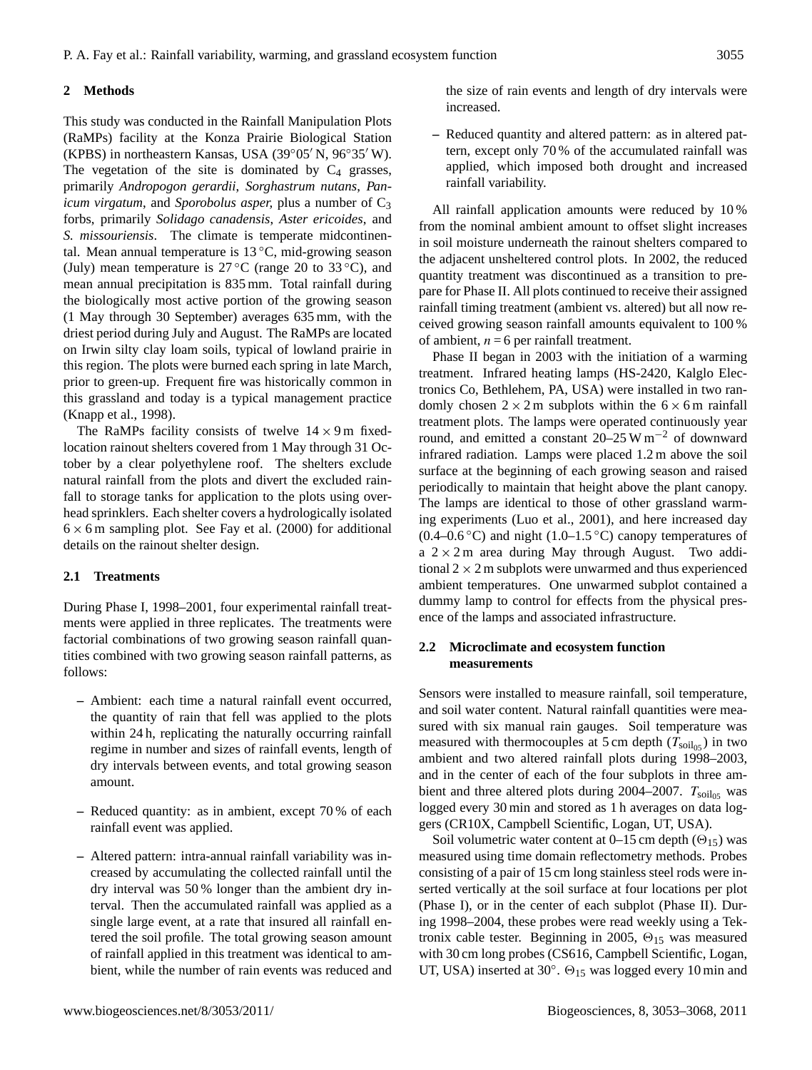## 2 Methods

This study was conducted in the Rainfall Manipulation Plots (RaMPs) facility at the Konza Prairie Biological Station (KPBS) in northeastern Kansas, USA (39°05′ N, 96°35′ W). The vegetation of the site is dominated by $C_4$ grasses, primarily *Andropogon gerardii*, *Sorghastrum nutans*, *Panicum virgatum*, and *Sporobolus asper*, plus a number of $C_3$ forbs, primarily *Solidago canadensis*, *Aster ericoides*, and *S. missouriensis*. The climate is temperate midcontinental. Mean annual temperature is 13 °C, mid-growing season (July) mean temperature is 27 °C (range 20 to 33 °C), and mean annual precipitation is 835 mm. Total rainfall during the biologically most active portion of the growing season (1 May through 30 September) averages 635 mm, with the driest period during July and August. The RaMPs are located on Irwin silty clay loam soils, typical of lowland prairie in this region. The plots were burned each spring in late March, prior to green-up. Frequent fire was historically common in this grassland and today is a typical management practice (Knapp et al., 1998).

The RaMPs facility consists of twelve 14 × 9 m fixed-location rainout shelters covered from 1 May through 31 October by a clear polyethylene roof. The shelters exclude natural rainfall from the plots and divert the excluded rainfall to storage tanks for application to the plots using overhead sprinklers. Each shelter covers a hydrologically isolated 6 × 6 m sampling plot. See Fay et al. (2000) for additional details on the rainout shelter design.

### 2.1 Treatments

During Phase I, 1998–2001, four experimental rainfall treatments were applied in three replicates. The treatments were factorial combinations of two growing season rainfall quantities combined with two growing season rainfall patterns, as follows:

- Ambient: each time a natural rainfall event occurred, the quantity of rain that fell was applied to the plots within 24 h, replicating the naturally occurring rainfall regime in number and sizes of rainfall events, length of dry intervals between events, and total growing season amount.
- Reduced quantity: as in ambient, except 70 % of each rainfall event was applied.
- Altered pattern: intra-annual rainfall variability was increased by accumulating the collected rainfall until the dry interval was 50 % longer than the ambient dry interval. Then the accumulated rainfall was applied as a single large event, at a rate that insured all rainfall entered the soil profile. The total growing season amount of rainfall applied in this treatment was identical to ambient, while the number of rain events was reduced and the size of rain events and length of dry intervals were increased.
- Reduced quantity and altered pattern: as in altered pattern, except only 70 % of the accumulated rainfall was applied, which imposed both drought and increased rainfall variability.

All rainfall application amounts were reduced by 10 % from the nominal ambient amount to offset slight increases in soil moisture underneath the rainout shelters compared to the adjacent unsheltered control plots. In 2002, the reduced quantity treatment was discontinued as a transition to prepare for Phase II. All plots continued to receive their assigned rainfall timing treatment (ambient vs. altered) but all now received growing season rainfall amounts equivalent to 100 % of ambient, $n = 6$ per rainfall treatment.

Phase II began in 2003 with the initiation of a warming treatment. Infrared heating lamps (HS-2420, Kalglo Electronics Co, Bethlehem, PA, USA) were installed in two randomly chosen 2 × 2 m subplots within the 6 × 6 m rainfall treatment plots. The lamps were operated continuously year round, and emitted a constant 20–25 $W\,m^{-2}$ of downward infrared radiation. Lamps were placed 1.2 m above the soil surface at the beginning of each growing season and raised periodically to maintain that height above the plant canopy. The lamps are identical to those of other grassland warming experiments (Luo et al., 2001), and here increased day (0.4–0.6 °C) and night (1.0–1.5 °C) canopy temperatures of a 2 × 2 m area during May through August. Two additional 2 × 2 m subplots were unwarmed and thus experienced ambient temperatures. One unwarmed subplot contained a dummy lamp to control for effects from the physical presence of the lamps and associated infrastructure.

### 2.2 Microclimate and ecosystem function measurements

Sensors were installed to measure rainfall, soil temperature, and soil water content. Natural rainfall quantities were measured with six manual rain gauges. Soil temperature was measured with thermocouples at 5 cm depth ($T_{soil_{05}}$) in two ambient and two altered rainfall plots during 1998–2003, and in the center of each of the four subplots in three ambient and three altered plots during 2004–2007. $T_{soil_{05}}$ was logged every 30 min and stored as 1 h averages on data loggers (CR10X, Campbell Scientific, Logan, UT, USA).

Soil volumetric water content at 0–15 cm depth ($\Theta_{15}$) was measured using time domain reflectometry methods. Probes consisting of a pair of 15 cm long stainless steel rods were inserted vertically at the soil surface at four locations per plot (Phase I), or in the center of each subplot (Phase II). During 1998–2004, these probes were read weekly using a Tektronix cable tester. Beginning in 2005, $\Theta_{15}$ was measured with 30 cm long probes (CS616, Campbell Scientific, Logan, UT, USA) inserted at 30°. $\Theta_{15}$ was logged every 10 min and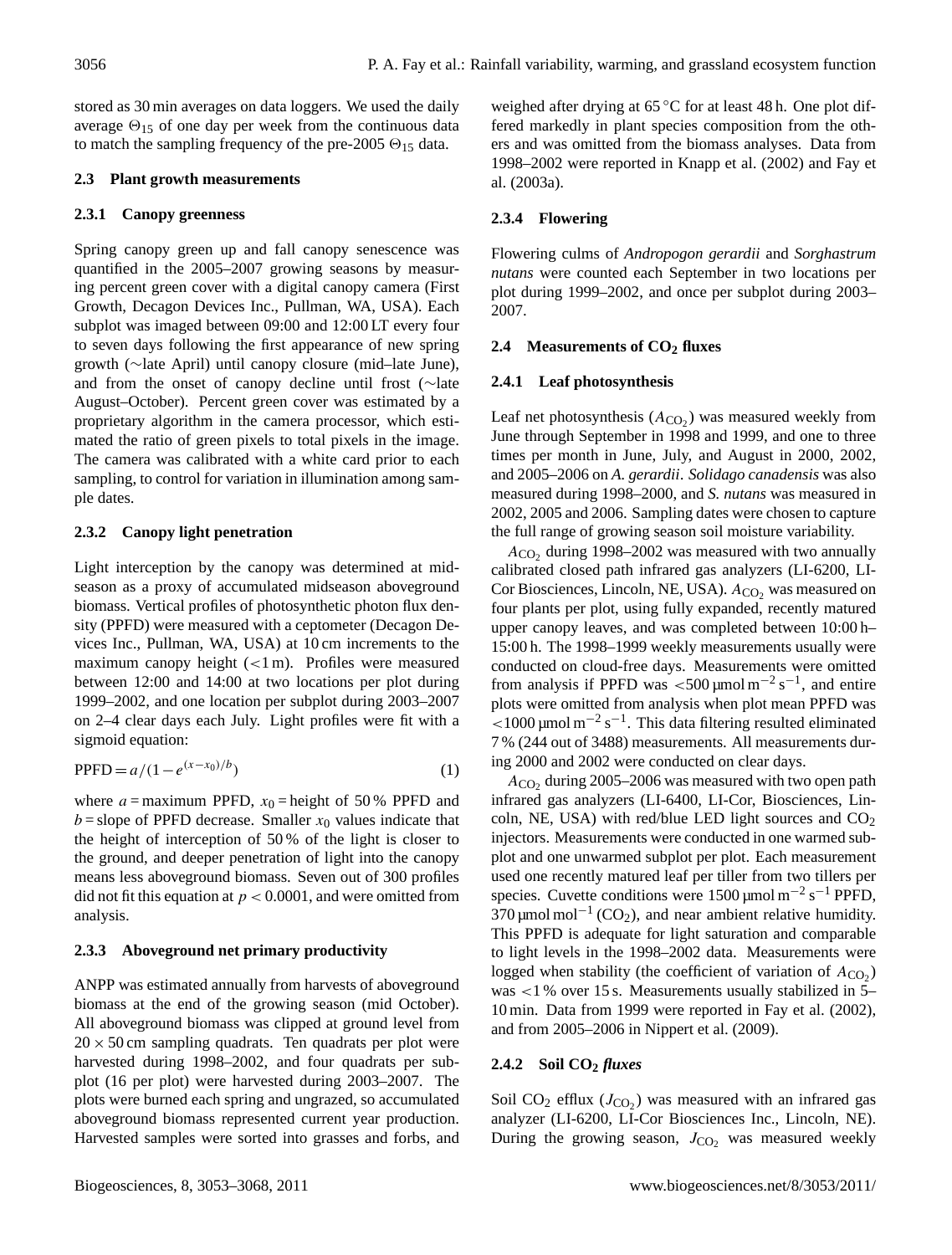stored as 30 min averages on data loggers. We used the daily average $\Theta_{15}$ of one day per week from the continuous data to match the sampling frequency of the pre-2005 $\Theta_{15}$ data.

### 2.3 Plant growth measurements

#### 2.3.1 Canopy greenness

Spring canopy green up and fall canopy senescence was quantified in the 2005–2007 growing seasons by measuring percent green cover with a digital canopy camera (First Growth, Decagon Devices Inc., Pullman, WA, USA). Each subplot was imaged between 09:00 and 12:00 LT every four to seven days following the first appearance of new spring growth (∼late April) until canopy closure (mid–late June), and from the onset of canopy decline until frost (∼late August–October). Percent green cover was estimated by a proprietary algorithm in the camera processor, which estimated the ratio of green pixels to total pixels in the image. The camera was calibrated with a white card prior to each sampling, to control for variation in illumination among sample dates.

#### 2.3.2 Canopy light penetration

Light interception by the canopy was determined at midseason as a proxy of accumulated midseason aboveground biomass. Vertical profiles of photosynthetic photon flux density (PPFD) were measured with a ceptometer (Decagon Devices Inc., Pullman, WA, USA) at 10 cm increments to the maximum canopy height (<1 m). Profiles were measured between 12:00 and 14:00 at two locations per plot during 1999–2002, and one location per subplot during 2003–2007 on 2–4 clear days each July. Light profiles were fit with a sigmoid equation:

$$\mathrm{PPFD} = a/(1 - e^{(x - x_0)/b}) \tag{1}$$

where $a$ = maximum PPFD, $x_0$ = height of 50 % PPFD and $b$ = slope of PPFD decrease. Smaller $x_0$ values indicate that the height of interception of 50 % of the light is closer to the ground, and deeper penetration of light into the canopy means less aboveground biomass. Seven out of 300 profiles did not fit this equation at $p < 0.0001$, and were omitted from analysis.

#### 2.3.3 Aboveground net primary productivity

ANPP was estimated annually from harvests of aboveground biomass at the end of the growing season (mid October). All aboveground biomass was clipped at ground level from $20 \times 50$ cm sampling quadrats. Ten quadrats per plot were harvested during 1998–2002, and four quadrats per subplot (16 per plot) were harvested during 2003–2007. The plots were burned each spring and ungrazed, so accumulated aboveground biomass represented current year production. Harvested samples were sorted into grasses and forbs, and weighed after drying at 65 °C for at least 48 h. One plot differed markedly in plant species composition from the others and was omitted from the biomass analyses. Data from 1998–2002 were reported in Knapp et al. (2002) and Fay et al. (2003a).

#### 2.3.4 Flowering

Flowering culms of *Andropogon gerardii* and *Sorghastrum nutans* were counted each September in two locations per plot during 1999–2002, and once per subplot during 2003–2007.

### 2.4 Measurements of $CO_2$ fluxes

#### 2.4.1 Leaf photosynthesis

Leaf net photosynthesis ($A_{CO_2}$) was measured weekly from June through September in 1998 and 1999, and one to three times per month in June, July, and August in 2000, 2002, and 2005–2006 on *A. gerardii*. *Solidago canadensis* was also measured during 1998–2000, and *S. nutans* was measured in 2002, 2005 and 2006. Sampling dates were chosen to capture the full range of growing season soil moisture variability.

$A_{CO_2}$ during 1998–2002 was measured with two annually calibrated closed path infrared gas analyzers (LI-6200, LI-Cor Biosciences, Lincoln, NE, USA). $A_{CO_2}$ was measured on four plants per plot, using fully expanded, recently matured upper canopy leaves, and was completed between 10:00 h–15:00 h. The 1998–1999 weekly measurements usually were conducted on cloud-free days. Measurements were omitted from analysis if PPFD was <500 µmol m$^{-2}$ s$^{-1}$, and entire plots were omitted from analysis when plot mean PPFD was <1000 µmol m$^{-2}$ s$^{-1}$. This data filtering resulted eliminated 7 % (244 out of 3488) measurements. All measurements during 2000 and 2002 were conducted on clear days.

$A_{CO_2}$ during 2005–2006 was measured with two open path infrared gas analyzers (LI-6400, LI-Cor, Biosciences, Lincoln, NE, USA) with red/blue LED light sources and $CO_2$ injectors. Measurements were conducted in one warmed subplot and one unwarmed subplot per plot. Each measurement used one recently matured leaf per tiller from two tillers per species. Cuvette conditions were 1500 µmol m$^{-2}$ s$^{-1}$ PPFD, 370 µmol mol$^{-1}$ ($CO_2$), and near ambient relative humidity. This PPFD is adequate for light saturation and comparable to light levels in the 1998–2002 data. Measurements were logged when stability (the coefficient of variation of $A_{CO_2}$) was <1 % over 15 s. Measurements usually stabilized in 5–10 min. Data from 1999 were reported in Fay et al. (2002), and from 2005–2006 in Nippert et al. (2009).

#### 2.4.2 Soil $CO_2$ *fluxes*

Soil $CO_2$ efflux ($J_{CO_2}$) was measured with an infrared gas analyzer (LI-6200, LI-Cor Biosciences Inc., Lincoln, NE). During the growing season, $J_{CO_2}$ was measured weekly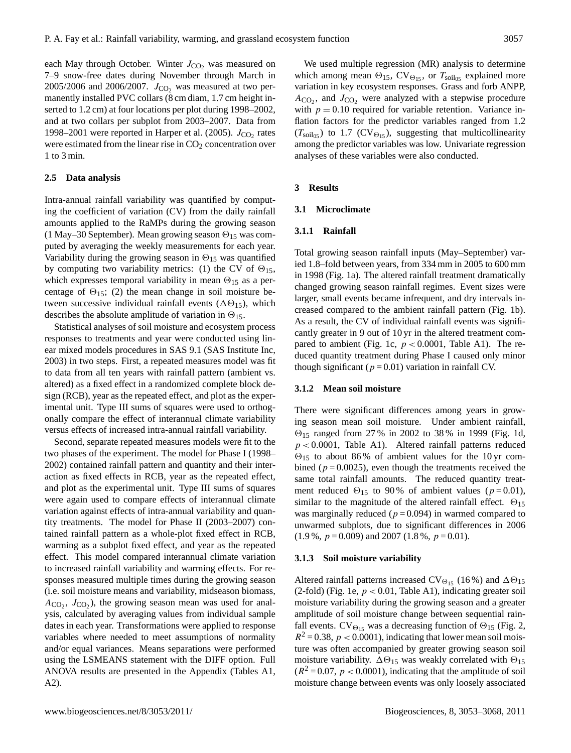each May through October. Winter $J_{CO_2}$ was measured on 7–9 snow-free dates during November through March in 2005/2006 and 2006/2007. $J_{CO_2}$ was measured at two permanently installed PVC collars (8 cm diam, 1.7 cm height inserted to 1.2 cm) at four locations per plot during 1998–2002, and at two collars per subplot from 2003–2007. Data from 1998–2001 were reported in Harper et al. (2005). $J_{CO_2}$ rates were estimated from the linear rise in $CO_2$ concentration over 1 to 3 min.

### 2.5 Data analysis

Intra-annual rainfall variability was quantified by computing the coefficient of variation (CV) from the daily rainfall amounts applied to the RaMPs during the growing season (1 May–30 September). Mean growing season $\Theta_{15}$ was computed by averaging the weekly measurements for each year. Variability during the growing season in $\Theta_{15}$ was quantified by computing two variability metrics: (1) the CV of $\Theta_{15}$, which expresses temporal variability in mean $\Theta_{15}$ as a percentage of $\Theta_{15}$; (2) the mean change in soil moisture between successive individual rainfall events ($\Delta\Theta_{15}$), which describes the absolute amplitude of variation in $\Theta_{15}$.

Statistical analyses of soil moisture and ecosystem process responses to treatments and year were conducted using linear mixed models procedures in SAS 9.1 (SAS Institute Inc, 2003) in two steps. First, a repeated measures model was fit to data from all ten years with rainfall pattern (ambient vs. altered) as a fixed effect in a randomized complete block design (RCB), year as the repeated effect, and plot as the experimental unit. Type III sums of squares were used to orthogonally compare the effect of interannual climate variability versus effects of increased intra-annual rainfall variability.

Second, separate repeated measures models were fit to the two phases of the experiment. The model for Phase I (1998–2002) contained rainfall pattern and quantity and their interaction as fixed effects in RCB, year as the repeated effect, and plot as the experimental unit. Type III sums of squares were again used to compare effects of interannual climate variation against effects of intra-annual variability and quantity treatments. The model for Phase II (2003–2007) contained rainfall pattern as a whole-plot fixed effect in RCB, warming as a subplot fixed effect, and year as the repeated effect. This model compared interannual climate variation to increased rainfall variability and warming effects. For responses measured multiple times during the growing season (i.e. soil moisture means and variability, midseason biomass, $A_{CO_2}$, $J_{CO_2}$), the growing season mean was used for analysis, calculated by averaging values from individual sample dates in each year. Transformations were applied to response variables where needed to meet assumptions of normality and/or equal variances. Means separations were performed using the LSMEANS statement with the DIFF option. Full ANOVA results are presented in the Appendix (Tables A1, A2).

We used multiple regression (MR) analysis to determine which among mean $\Theta_{15}$, $CV_{\Theta_{15}}$, or $T_{soil_{05}}$ explained more variation in key ecosystem responses. Grass and forb ANPP, $A_{CO_2}$, and $J_{CO_2}$ were analyzed with a stepwise procedure with $p = 0.10$ required for variable retention. Variance inflation factors for the predictor variables ranged from 1.2 ($T_{soil_{05}}$) to 1.7 ($CV_{\Theta_{15}}$), suggesting that multicollinearity among the predictor variables was low. Univariate regression analyses of these variables were also conducted.

## 3 Results

### 3.1 Microclimate

#### 3.1.1 Rainfall

Total growing season rainfall inputs (May–September) varied 1.8-fold between years, from 334 mm in 2005 to 600 mm in 1998 (Fig. 1a). The altered rainfall treatment dramatically changed growing season rainfall regimes. Event sizes were larger, small events became infrequent, and dry intervals increased compared to the ambient rainfall pattern (Fig. 1b). As a result, the CV of individual rainfall events was significantly greater in 9 out of 10 yr in the altered treatment compared to ambient (Fig. 1c, $p < 0.0001$, Table A1). The reduced quantity treatment during Phase I caused only minor though significant ($p = 0.01$) variation in rainfall CV.

#### 3.1.2 Mean soil moisture

There were significant differences among years in growing season mean soil moisture. Under ambient rainfall, $\Theta_{15}$ ranged from 27 % in 2002 to 38 % in 1999 (Fig. 1d, $p < 0.0001$, Table A1). Altered rainfall patterns reduced $\Theta_{15}$ to about 86 % of ambient values for the 10 yr combined ($p = 0.0025$), even though the treatments received the same total rainfall amounts. The reduced quantity treatment reduced $\Theta_{15}$ to 90 % of ambient values ($p = 0.01$), similar to the magnitude of the altered rainfall effect. $\Theta_{15}$ was marginally reduced ($p = 0.094$) in warmed compared to unwarmed subplots, due to significant differences in 2006 (1.9 %, $p = 0.009$) and 2007 (1.8 %, $p = 0.01$).

#### 3.1.3 Soil moisture variability

Altered rainfall patterns increased $CV_{\Theta_{15}}$ (16 %) and $\Delta\Theta_{15}$ (2-fold) (Fig. 1e, $p < 0.01$, Table A1), indicating greater soil moisture variability during the growing season and a greater amplitude of soil moisture change between sequential rainfall events. $CV_{\Theta_{15}}$ was a decreasing function of $\Theta_{15}$ (Fig. 2, $R^2 = 0.38$, $p < 0.0001$), indicating that lower mean soil moisture was often accompanied by greater growing season soil moisture variability. $\Delta\Theta_{15}$ was weakly correlated with $\Theta_{15}$ ($R^2 = 0.07$, $p < 0.0001$), indicating that the amplitude of soil moisture change between events was only loosely associated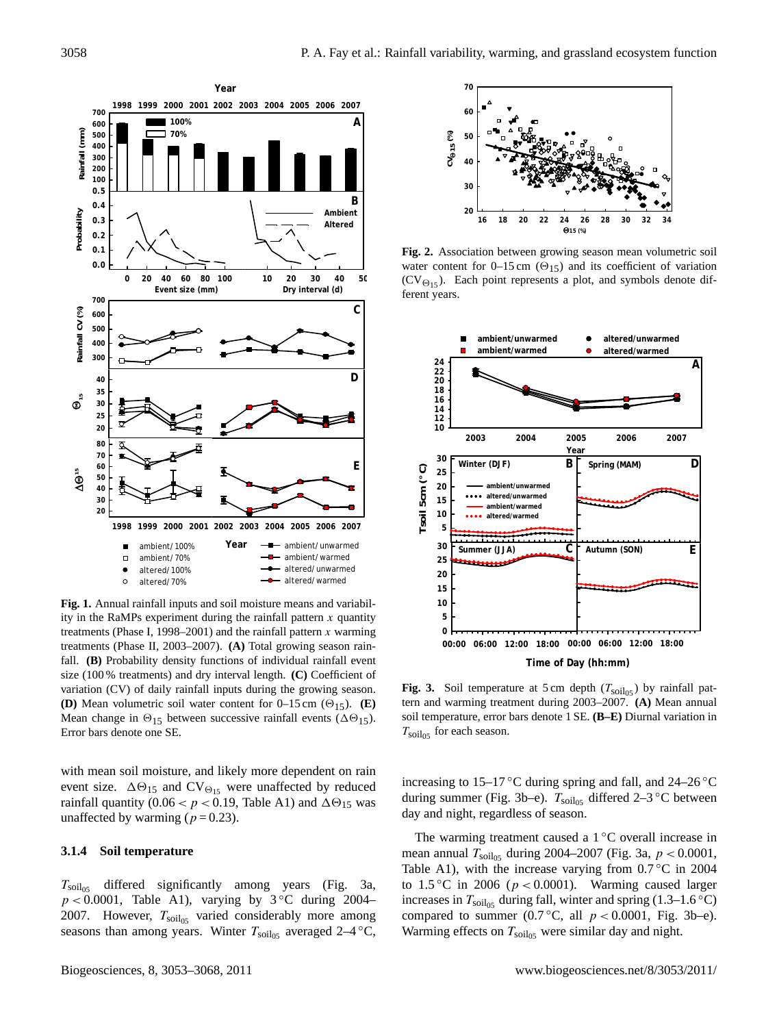**Fig. 1.** Annual rainfall inputs and soil moisture means and variability in the RaMPs experiment during the rainfall pattern $x$ quantity treatments (Phase I, 1998–2001) and the rainfall pattern $x$ warming treatments (Phase II, 2003–2007). **(A)** Total growing season rainfall. **(B)** Probability density functions of individual rainfall event size (100 % treatments) and dry interval length. **(C)** Coefficient of variation (CV) of daily rainfall inputs during the growing season. **(D)** Mean volumetric soil water content for 0–15 cm ($\Theta_{15}$). **(E)** Mean change in $\Theta_{15}$ between successive rainfall events ($\Delta\Theta_{15}$). Error bars denote one SE.

with mean soil moisture, and likely more dependent on rain event size. $\Delta\Theta_{15}$ and $CV_{\Theta_{15}}$ were unaffected by reduced rainfall quantity ($0.06 < p < 0.19$, Table A1) and $\Delta\Theta_{15}$ was unaffected by warming ($p = 0.23$).

### 3.1.4 Soil temperature

$T_{soil_{05}}$ differed significantly among years (Fig. 3a, $p < 0.0001$, Table A1), varying by 3 °C during 2004–2007. However, $T_{soil_{05}}$ varied considerably more among seasons than among years. Winter $T_{soil_{05}}$ averaged 2–4 °C, increasing to 15–17 °C during spring and fall, and 24–26 °C during summer (Fig. 3b–e). $T_{soil_{05}}$ differed 2–3 °C between day and night, regardless of season.

The warming treatment caused a 1 °C overall increase in mean annual $T_{soil_{05}}$ during 2004–2007 (Fig. 3a, $p < 0.0001$, Table A1), with the increase varying from 0.7 °C in 2004 to 1.5 °C in 2006 ($p < 0.0001$). Warming caused larger increases in $T_{soil_{05}}$ during fall, winter and spring (1.3–1.6 °C) compared to summer (0.7 °C, all $p < 0.0001$, Fig. 3b–e). Warming effects on $T_{soil_{05}}$ were similar day and night.

**Fig. 2.** Association between growing season mean volumetric soil water content for 0–15 cm ($\Theta_{15}$) and its coefficient of variation ($CV_{\Theta_{15}}$). Each point represents a plot, and symbols denote different years.

**Fig. 3.** Soil temperature at 5 cm depth ($T_{soil_{05}}$) by rainfall pattern and warming treatment during 2003–2007. **(A)** Mean annual soil temperature, error bars denote 1 SE. **(B–E)** Diurnal variation in $T_{soil_{05}}$ for each season.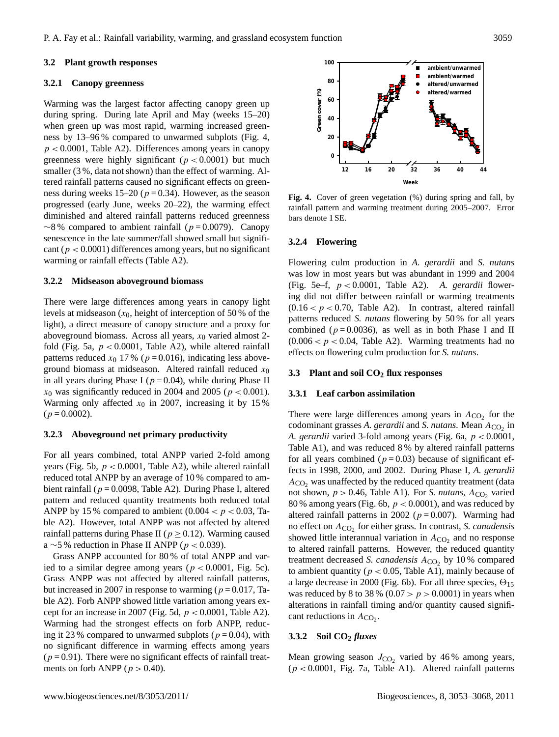### 3.2 Plant growth responses

#### 3.2.1 Canopy greenness

Warming was the largest factor affecting canopy green up during spring. During late April and May (weeks 15–20) when green up was most rapid, warming increased greenness by 13–96 % compared to unwarmed subplots (Fig. 4, $p < 0.0001$, Table A2). Differences among years in canopy greenness were highly significant ($p < 0.0001$) but much smaller (3 %, data not shown) than the effect of warming. Altered rainfall patterns caused no significant effects on greenness during weeks 15–20 ($p = 0.34$). However, as the season progressed (early June, weeks 20–22), the warming effect diminished and altered rainfall patterns reduced greenness ∼8 % compared to ambient rainfall ($p = 0.0079$). Canopy senescence in the late summer/fall showed small but significant ($p < 0.0001$) differences among years, but no significant warming or rainfall effects (Table A2).

#### 3.2.2 Midseason aboveground biomass

There were large differences among years in canopy light levels at midseason ($x_0$, height of interception of 50 % of the light), a direct measure of canopy structure and a proxy for aboveground biomass. Across all years, $x_0$ varied almost 2-fold (Fig. 5a, $p < 0.0001$, Table A2), while altered rainfall patterns reduced $x_0$ 17 % ($p = 0.016$), indicating less aboveground biomass at midseason. Altered rainfall reduced $x_0$ in all years during Phase I ($p = 0.04$), while during Phase II $x_0$ was significantly reduced in 2004 and 2005 ($p < 0.001$). Warming only affected $x_0$ in 2007, increasing it by 15 % ($p = 0.0002$).

#### 3.2.3 Aboveground net primary productivity

For all years combined, total ANPP varied 2-fold among years (Fig. 5b, $p < 0.0001$, Table A2), while altered rainfall reduced total ANPP by an average of 10 % compared to ambient rainfall ($p = 0.0098$, Table A2). During Phase I, altered pattern and reduced quantity treatments both reduced total ANPP by 15 % compared to ambient ($0.004 < p < 0.03$, Table A2). However, total ANPP was not affected by altered rainfall patterns during Phase II ($p \geq 0.12$). Warming caused a ∼5 % reduction in Phase II ANPP ($p < 0.039$).

Grass ANPP accounted for 80 % of total ANPP and varied to a similar degree among years ($p < 0.0001$, Fig. 5c). Grass ANPP was not affected by altered rainfall patterns, but increased in 2007 in response to warming ($p = 0.017$, Table A2). Forb ANPP showed little variation among years except for an increase in 2007 (Fig. 5d, $p < 0.0001$, Table A2). Warming had the strongest effects on forb ANPP, reducing it 23 % compared to unwarmed subplots ($p = 0.04$), with no significant difference in warming effects among years ($p = 0.91$). There were no significant effects of rainfall treatments on forb ANPP ($p > 0.40$).

**Fig. 4.** Cover of green vegetation (%) during spring and fall, by rainfall pattern and warming treatment during 2005–2007. Error bars denote 1 SE.

#### 3.2.4 Flowering

Flowering culm production in *A. gerardii* and *S. nutans* was low in most years but was abundant in 1999 and 2004 (Fig. 5e–f, $p < 0.0001$, Table A2). *A. gerardii* flowering did not differ between rainfall or warming treatments ($0.16 < p < 0.70$, Table A2). In contrast, altered rainfall patterns reduced *S. nutans* flowering by 50 % for all years combined ($p = 0.0036$), as well as in both Phase I and II ($0.006 < p < 0.04$, Table A2). Warming treatments had no effects on flowering culm production for *S. nutans*.

### 3.3 Plant and soil $CO_2$ flux responses

#### 3.3.1 Leaf carbon assimilation

There were large differences among years in $A_{CO_2}$ for the codominant grasses *A. gerardii* and *S. nutans*. Mean $A_{CO_2}$ in *A. gerardii* varied 3-fold among years (Fig. 6a, $p < 0.0001$, Table A1), and was reduced 8 % by altered rainfall patterns for all years combined ($p = 0.03$) because of significant effects in 1998, 2000, and 2002. During Phase I, *A. gerardii* $A_{CO_2}$ was unaffected by the reduced quantity treatment (data not shown, $p > 0.46$, Table A1). For *S. nutans*, $A_{CO_2}$ varied 80 % among years (Fig. 6b, $p < 0.0001$), and was reduced by altered rainfall patterns in 2002 ($p = 0.007$). Warming had no effect on $A_{CO_2}$ for either grass. In contrast, *S. canadensis* showed little interannual variation in $A_{CO_2}$ and no response to altered rainfall patterns. However, the reduced quantity treatment decreased *S. canadensis* $A_{CO_2}$ by 10 % compared to ambient quantity ($p < 0.05$, Table A1), mainly because of a large decrease in 2000 (Fig. 6b). For all three species, $\Theta_{15}$ was reduced by 8 to 38 % ($0.07 > p > 0.0001$) in years when alterations in rainfall timing and/or quantity caused significant reductions in $A_{CO_2}$.

#### 3.3.2 Soil $CO_2$ *fluxes*

Mean growing season $J_{CO_2}$ varied by 46 % among years, ($p < 0.0001$, Fig. 7a, Table A1). Altered rainfall patterns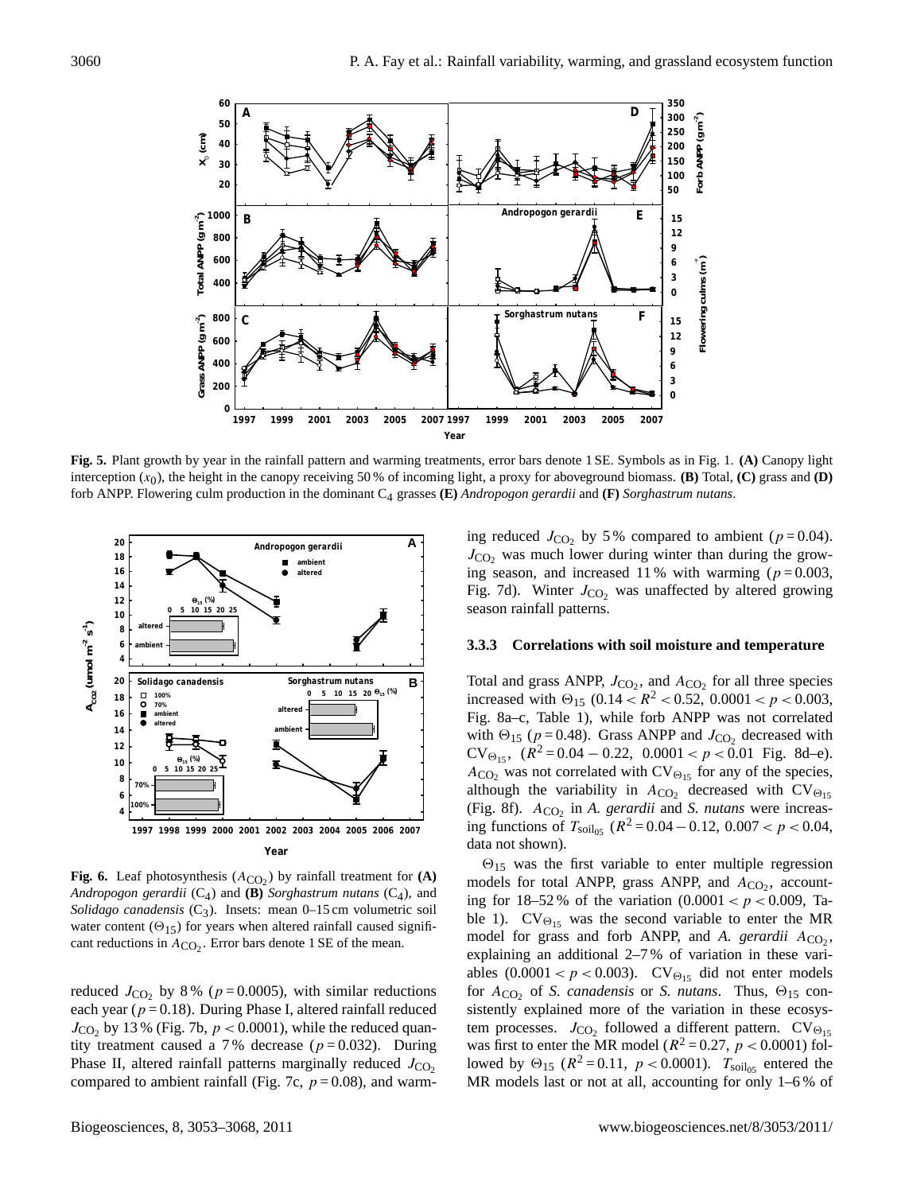**Fig. 5.** Plant growth by year in the rainfall pattern and warming treatments, error bars denote 1 SE. Symbols as in Fig. 1. **(A)** Canopy light interception ($x_0$), the height in the canopy receiving 50 % of incoming light, a proxy for aboveground biomass. **(B)** Total, **(C)** grass and **(D)** forb ANPP. Flowering culm production in the dominant $C_4$ grasses **(E)** *Andropogon gerardii* and **(F)** *Sorghastrum nutans*.

**Fig. 6.** Leaf photosynthesis ($A_{CO_2}$) by rainfall treatment for **(A)** *Andropogon gerardii* ($C_4$) and **(B)** *Sorghastrum nutans* ($C_4$), and *Solidago canadensis* ($C_3$). Insets: mean 0–15 cm volumetric soil water content ($\Theta_{15}$) for years when altered rainfall caused significant reductions in $A_{CO_2}$. Error bars denote 1 SE of the mean.

reduced $J_{CO_2}$ by 8 % ($p = 0.0005$), with similar reductions each year ($p = 0.18$). During Phase I, altered rainfall reduced $J_{CO_2}$ by 13 % (Fig. 7b, $p < 0.0001$), while the reduced quantity treatment caused a 7 % decrease ($p = 0.032$). During Phase II, altered rainfall patterns marginally reduced $J_{CO_2}$ compared to ambient rainfall (Fig. 7c, $p = 0.08$), and warming reduced $J_{CO_2}$ by 5 % compared to ambient ($p = 0.04$). $J_{CO_2}$ was much lower during winter than during the growing season, and increased 11 % with warming ($p = 0.003$, Fig. 7d). Winter $J_{CO_2}$ was unaffected by altered growing season rainfall patterns.

### 3.3.3 Correlations with soil moisture and temperature

Total and grass ANPP, $J_{CO_2}$, and $A_{CO_2}$ for all three species increased with $\Theta_{15}$ ($0.14 < R^2 < 0.52$, $0.0001 < p < 0.003$, Fig. 8a–c, Table 1), while forb ANPP was not correlated with $\Theta_{15}$ ($p = 0.48$). Grass ANPP and $J_{CO_2}$ decreased with $CV_{\Theta_{15}}$, ($R^2 = 0.04 - 0.22$, $0.0001 < p < 0.01$ Fig. 8d–e). $A_{CO_2}$ was not correlated with $CV_{\Theta_{15}}$ for any of the species, although the variability in $A_{CO_2}$ decreased with $CV_{\Theta_{15}}$ (Fig. 8f). $A_{CO_2}$ in *A. gerardii* and *S. nutans* were increasing functions of $T_{soil_{05}}$ ($R^2 = 0.04 - 0.12$, $0.007 < p < 0.04$, data not shown).

$\Theta_{15}$ was the first variable to enter multiple regression models for total ANPP, grass ANPP, and $A_{CO_2}$, accounting for 18–52 % of the variation ($0.0001 < p < 0.009$, Table 1). $CV_{\Theta_{15}}$ was the second variable to enter the MR model for grass and forb ANPP, and *A. gerardii* $A_{CO_2}$, explaining an additional 2–7 % of variation in these variables ($0.0001 < p < 0.003$). $CV_{\Theta_{15}}$ did not enter models for $A_{CO_2}$ of *S. canadensis* or *S. nutans*. Thus, $\Theta_{15}$ consistently explained more of the variation in these ecosystem processes. $J_{CO_2}$ followed a different pattern. $CV_{\Theta_{15}}$ was first to enter the MR model ($R^2 = 0.27$, $p < 0.0001$) followed by $\Theta_{15}$ ($R^2 = 0.11$, $p < 0.0001$). $T_{soil_{05}}$ entered the MR models last or not at all, accounting for only 1–6 % of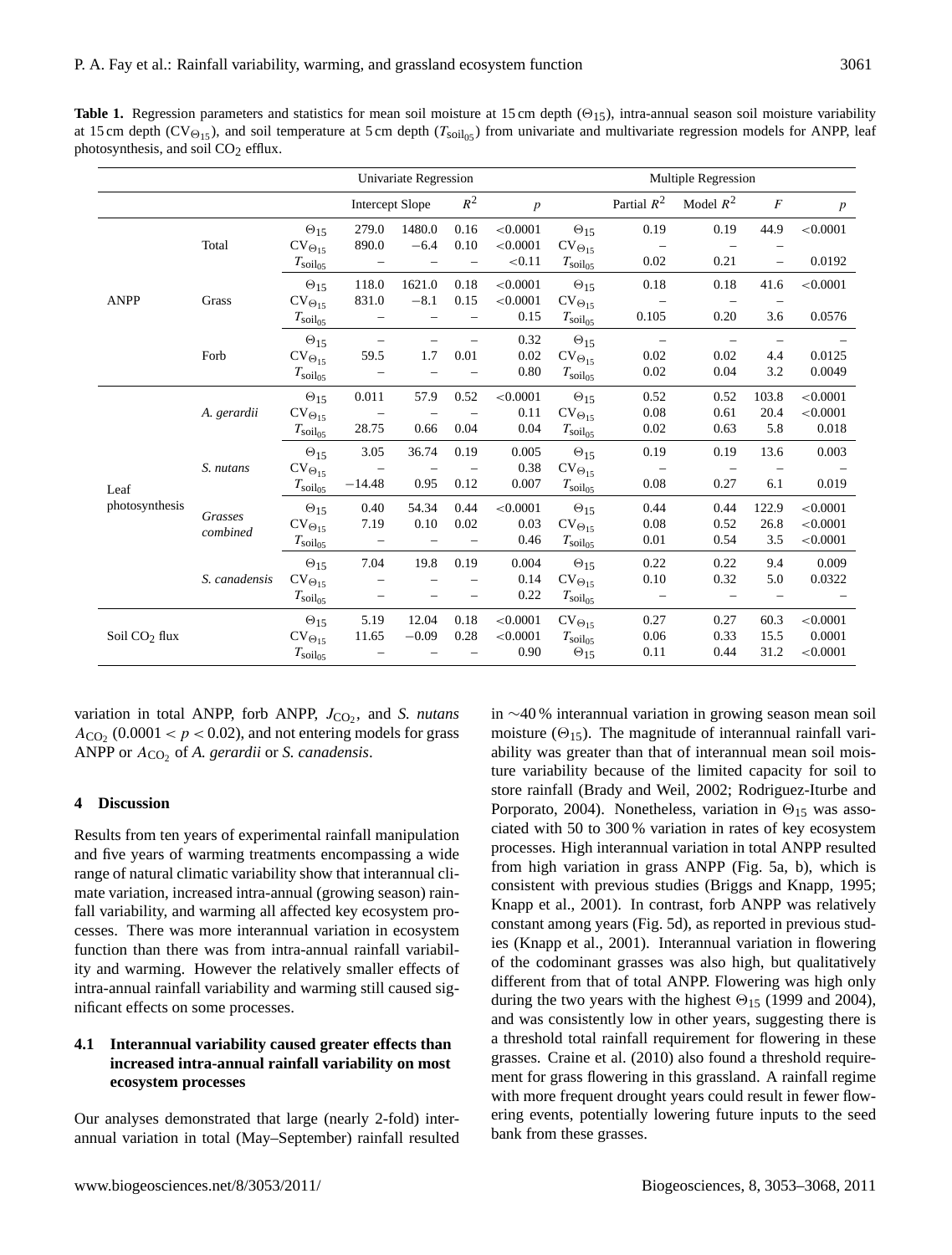**Table 1.** Regression parameters and statistics for mean soil moisture at 15 cm depth ($\Theta_{15}$), intra-annual season soil moisture variability at 15 cm depth ($CV_{\Theta_{15}}$), and soil temperature at 5 cm depth ($T_{soil_{05}}$) from univariate and multivariate regression models for ANPP, leaf photosynthesis, and soil $CO_2$ efflux.

| | | | Univariate Regression | | | | | Multiple Regression | | | |
|---|---|---|---|---|---|---|---|---|---|---|---|
| | | | Intercept | Slope | $R^2$ | $p$ | | Partial $R^2$ | Model $R^2$ | $F$ | $p$ |
| ANPP | Total | $\Theta_{15}$ | 279.0 | 1480.0 | 0.16 | <0.0001 | $\Theta_{15}$ | 0.19 | 0.19 | 44.9 | <0.0001 |
| | | $CV_{\Theta_{15}}$ | 890.0 | −6.4 | 0.10 | <0.0001 | $CV_{\Theta_{15}}$ | – | – | – | |
| | | $T_{soil_{05}}$ | – | – | – | <0.11 | $T_{soil_{05}}$ | 0.02 | 0.21 | – | 0.0192 |
| | Grass | $\Theta_{15}$ | 118.0 | 1621.0 | 0.18 | <0.0001 | $\Theta_{15}$ | 0.18 | 0.18 | 41.6 | <0.0001 |
| | | $CV_{\Theta_{15}}$ | 831.0 | −8.1 | 0.15 | <0.0001 | $CV_{\Theta_{15}}$ | – | – | – | |
| | | $T_{soil_{05}}$ | – | – | – | 0.15 | $T_{soil_{05}}$ | 0.105 | 0.20 | 3.6 | 0.0576 |
| | Forb | $\Theta_{15}$ | – | – | – | 0.32 | $\Theta_{15}$ | – | – | – | – |
| | | $CV_{\Theta_{15}}$ | 59.5 | 1.7 | 0.01 | 0.02 | $CV_{\Theta_{15}}$ | 0.02 | 0.02 | 4.4 | 0.0125 |
| | | $T_{soil_{05}}$ | – | – | – | 0.80 | $T_{soil_{05}}$ | 0.02 | 0.04 | 3.2 | 0.0049 |
| Leaf photosynthesis | *A. gerardii* | $\Theta_{15}$ | 0.011 | 57.9 | 0.52 | <0.0001 | $\Theta_{15}$ | 0.52 | 0.52 | 103.8 | <0.0001 |
| | | $CV_{\Theta_{15}}$ | – | – | – | 0.11 | $CV_{\Theta_{15}}$ | 0.08 | 0.61 | 20.4 | <0.0001 |
| | | $T_{soil_{05}}$ | 28.75 | 0.66 | 0.04 | 0.04 | $T_{soil_{05}}$ | 0.02 | 0.63 | 5.8 | 0.018 |
| | *S. nutans* | $\Theta_{15}$ | 3.05 | 36.74 | 0.19 | 0.005 | $\Theta_{15}$ | 0.19 | 0.19 | 13.6 | 0.003 |
| | | $CV_{\Theta_{15}}$ | – | – | – | 0.38 | $CV_{\Theta_{15}}$ | – | – | – | – |
| | | $T_{soil_{05}}$ | −14.48 | 0.95 | 0.12 | 0.007 | $T_{soil_{05}}$ | 0.08 | 0.27 | 6.1 | 0.019 |
| | *Grasses combined* | $\Theta_{15}$ | 0.40 | 54.34 | 0.44 | <0.0001 | $\Theta_{15}$ | 0.44 | 0.44 | 122.9 | <0.0001 |
| | | $CV_{\Theta_{15}}$ | 7.19 | 0.10 | 0.02 | 0.03 | $CV_{\Theta_{15}}$ | 0.08 | 0.52 | 26.8 | <0.0001 |
| | | $T_{soil_{05}}$ | – | – | – | 0.46 | $T_{soil_{05}}$ | 0.01 | 0.54 | 3.5 | <0.0001 |
| | *S. canadensis* | $\Theta_{15}$ | 7.04 | 19.8 | 0.19 | 0.004 | $\Theta_{15}$ | 0.22 | 0.22 | 9.4 | 0.009 |
| | | $CV_{\Theta_{15}}$ | – | – | – | 0.14 | $CV_{\Theta_{15}}$ | 0.10 | 0.32 | 5.0 | 0.0322 |
| | | $T_{soil_{05}}$ | – | – | – | 0.22 | $T_{soil_{05}}$ | – | – | – | – |
| Soil $CO_2$ flux | | $\Theta_{15}$ | 5.19 | 12.04 | 0.18 | <0.0001 | $CV_{\Theta_{15}}$ | 0.27 | 0.27 | 60.3 | <0.0001 |
| | | $CV_{\Theta_{15}}$ | 11.65 | −0.09 | 0.28 | <0.0001 | $T_{soil_{05}}$ | 0.06 | 0.33 | 15.5 | 0.0001 |
| | | $T_{soil_{05}}$ | – | – | – | 0.90 | $\Theta_{15}$ | 0.11 | 0.44 | 31.2 | <0.0001 |

variation in total ANPP, forb ANPP, $J_{CO_2}$, and *S. nutans* $A_{CO_2}$ ($0.0001 < p < 0.02$), and not entering models for grass ANPP or $A_{CO_2}$ of *A. gerardii* or *S. canadensis*.

## 4 Discussion

Results from ten years of experimental rainfall manipulation and five years of warming treatments encompassing a wide range of natural climatic variability show that interannual climate variation, increased intra-annual (growing season) rainfall variability, and warming all affected key ecosystem processes. There was more interannual variation in ecosystem function than there was from intra-annual rainfall variability and warming. However the relatively smaller effects of intra-annual rainfall variability and warming still caused significant effects on some processes.

### 4.1 Interannual variability caused greater effects than increased intra-annual rainfall variability on most ecosystem processes

Our analyses demonstrated that large (nearly 2-fold) interannual variation in total (May–September) rainfall resulted in ∼40 % interannual variation in growing season mean soil moisture ($\Theta_{15}$). The magnitude of interannual rainfall variability was greater than that of interannual mean soil moisture variability because of the limited capacity for soil to store rainfall (Brady and Weil, 2002; Rodriguez-Iturbe and Porporato, 2004). Nonetheless, variation in $\Theta_{15}$ was associated with 50 to 300 % variation in rates of key ecosystem processes. High interannual variation in total ANPP resulted from high variation in grass ANPP (Fig. 5a, b), which is consistent with previous studies (Briggs and Knapp, 1995; Knapp et al., 2001). In contrast, forb ANPP was relatively constant among years (Fig. 5d), as reported in previous studies (Knapp et al., 2001). Interannual variation in flowering of the codominant grasses was also high, but qualitatively different from that of total ANPP. Flowering was high only during the two years with the highest $\Theta_{15}$ (1999 and 2004), and was consistently low in other years, suggesting there is a threshold total rainfall requirement for flowering in these grasses. Craine et al. (2010) also found a threshold requirement for grass flowering in this grassland. A rainfall regime with more frequent drought years could result in fewer flowering events, potentially lowering future inputs to the seed bank from these grasses.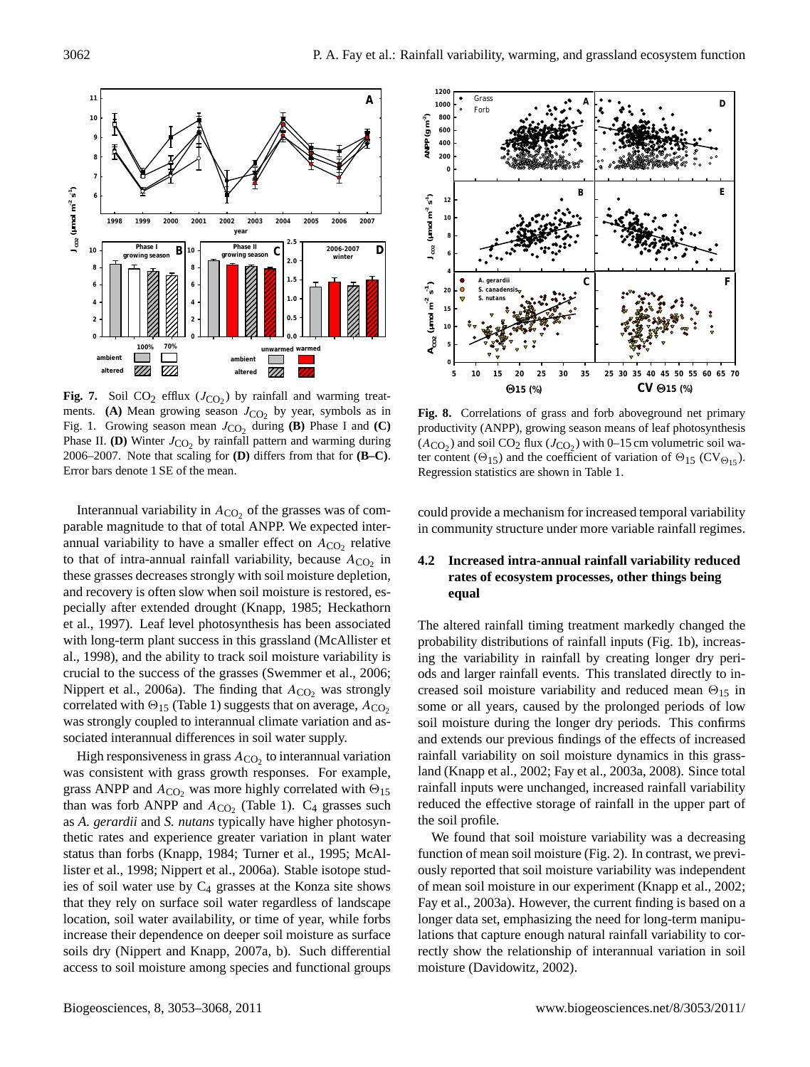**Fig. 7.** Soil $CO_2$ efflux ($J_{CO_2}$) by rainfall and warming treatments. **(A)** Mean growing season $J_{CO_2}$ by year, symbols as in Fig. 1. Growing season mean $J_{CO_2}$ during **(B)** Phase I and **(C)** Phase II. **(D)** Winter $J_{CO_2}$ by rainfall pattern and warming during 2006–2007. Note that scaling for **(D)** differs from that for **(B–C)**. Error bars denote 1 SE of the mean.

**Fig. 8.** Correlations of grass and forb aboveground net primary productivity (ANPP), growing season means of leaf photosynthesis ($A_{CO_2}$) and soil $CO_2$ flux ($J_{CO_2}$) with 0–15 cm volumetric soil water content ($\Theta_{15}$) and the coefficient of variation of $\Theta_{15}$ ($CV_{\Theta_{15}}$). Regression statistics are shown in Table 1.

Interannual variability in $A_{CO_2}$ of the grasses was of comparable magnitude to that of total ANPP. We expected interannual variability to have a smaller effect on $A_{CO_2}$ relative to that of intra-annual rainfall variability, because $A_{CO_2}$ in these grasses decreases strongly with soil moisture depletion, and recovery is often slow when soil moisture is restored, especially after extended drought (Knapp, 1985; Heckathorn et al., 1997). Leaf level photosynthesis has been associated with long-term plant success in this grassland (McAllister et al., 1998), and the ability to track soil moisture variability is crucial to the success of the grasses (Swemmer et al., 2006; Nippert et al., 2006a). The finding that $A_{CO_2}$ was strongly correlated with $\Theta_{15}$ (Table 1) suggests that on average, $A_{CO_2}$ was strongly coupled to interannual climate variation and associated interannual differences in soil water supply.

High responsiveness in grass $A_{CO_2}$ to interannual variation was consistent with grass growth responses. For example, grass ANPP and $A_{CO_2}$ was more highly correlated with $\Theta_{15}$ than was forb ANPP and $A_{CO_2}$ (Table 1). $C_4$ grasses such as *A. gerardii* and *S. nutans* typically have higher photosynthetic rates and experience greater variation in plant water status than forbs (Knapp, 1984; Turner et al., 1995; McAllister et al., 1998; Nippert et al., 2006a). Stable isotope studies of soil water use by $C_4$ grasses at the Konza site shows that they rely on surface soil water regardless of landscape location, soil water availability, or time of year, while forbs increase their dependence on deeper soil moisture as surface soils dry (Nippert and Knapp, 2007a, b). Such differential access to soil moisture among species and functional groups could provide a mechanism for increased temporal variability in community structure under more variable rainfall regimes.

### 4.2 Increased intra-annual rainfall variability reduced rates of ecosystem processes, other things being equal

The altered rainfall timing treatment markedly changed the probability distributions of rainfall inputs (Fig. 1b), increasing the variability in rainfall by creating longer dry periods and larger rainfall events. This translated directly to increased soil moisture variability and reduced mean $\Theta_{15}$ in some or all years, caused by the prolonged periods of low soil moisture during the longer dry periods. This confirms and extends our previous findings of the effects of increased rainfall variability on soil moisture dynamics in this grassland (Knapp et al., 2002; Fay et al., 2003a, 2008). Since total rainfall inputs were unchanged, increased rainfall variability reduced the effective storage of rainfall in the upper part of the soil profile.

We found that soil moisture variability was a decreasing function of mean soil moisture (Fig. 2). In contrast, we previously reported that soil moisture variability was independent of mean soil moisture in our experiment (Knapp et al., 2002; Fay et al., 2003a). However, the current finding is based on a longer data set, emphasizing the need for long-term manipulations that capture enough natural rainfall variability to correctly show the relationship of interannual variation in soil moisture (Davidowitz, 2002).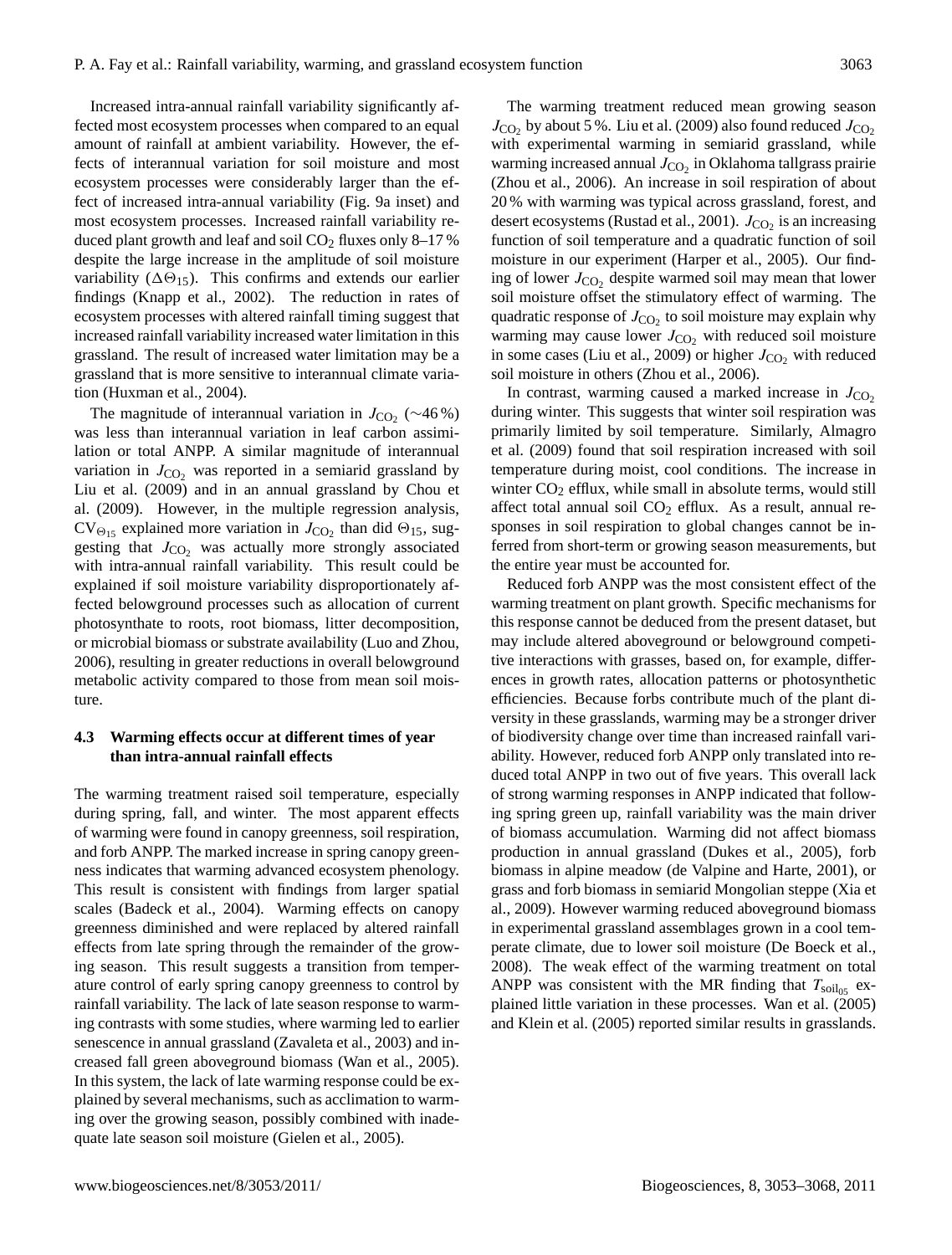Increased intra-annual rainfall variability significantly affected most ecosystem processes when compared to an equal amount of rainfall at ambient variability. However, the effects of interannual variation for soil moisture and most ecosystem processes were considerably larger than the effect of increased intra-annual variability (Fig. 9a inset) and most ecosystem processes. Increased rainfall variability reduced plant growth and leaf and soil $CO_2$ fluxes only 8–17 % despite the large increase in the amplitude of soil moisture variability ($\Delta\Theta_{15}$). This confirms and extends our earlier findings (Knapp et al., 2002). The reduction in rates of ecosystem processes with altered rainfall timing suggest that increased rainfall variability increased water limitation in this grassland. The result of increased water limitation may be a grassland that is more sensitive to interannual climate variation (Huxman et al., 2004).

The magnitude of interannual variation in $J_{CO_2}$ (∼46 %) was less than interannual variation in leaf carbon assimilation or total ANPP. A similar magnitude of interannual variation in $J_{CO_2}$ was reported in a semiarid grassland by Liu et al. (2009) and in an annual grassland by Chou et al. (2009). However, in the multiple regression analysis, $CV_{\Theta_{15}}$ explained more variation in $J_{CO_2}$ than did $\Theta_{15}$, suggesting that $J_{CO_2}$ was actually more strongly associated with intra-annual rainfall variability. This result could be explained if soil moisture variability disproportionately affected belowground processes such as allocation of current photosynthate to roots, root biomass, litter decomposition, or microbial biomass or substrate availability (Luo and Zhou, 2006), resulting in greater reductions in overall belowground metabolic activity compared to those from mean soil moisture.

### 4.3 Warming effects occur at different times of year than intra-annual rainfall effects

The warming treatment raised soil temperature, especially during spring, fall, and winter. The most apparent effects of warming were found in canopy greenness, soil respiration, and forb ANPP. The marked increase in spring canopy greenness indicates that warming advanced ecosystem phenology. This result is consistent with findings from larger spatial scales (Badeck et al., 2004). Warming effects on canopy greenness diminished and were replaced by altered rainfall effects from late spring through the remainder of the growing season. This result suggests a transition from temperature control of early spring canopy greenness to control by rainfall variability. The lack of late season response to warming contrasts with some studies, where warming led to earlier senescence in annual grassland (Zavaleta et al., 2003) and increased fall green aboveground biomass (Wan et al., 2005). In this system, the lack of late warming response could be explained by several mechanisms, such as acclimation to warming over the growing season, possibly combined with inadequate late season soil moisture (Gielen et al., 2005).

The warming treatment reduced mean growing season $J_{CO_2}$ by about 5 %. Liu et al. (2009) also found reduced $J_{CO_2}$ with experimental warming in semiarid grassland, while warming increased annual $J_{CO_2}$ in Oklahoma tallgrass prairie (Zhou et al., 2006). An increase in soil respiration of about 20 % with warming was typical across grassland, forest, and desert ecosystems (Rustad et al., 2001). $J_{CO_2}$ is an increasing function of soil temperature and a quadratic function of soil moisture in our experiment (Harper et al., 2005). Our finding of lower $J_{CO_2}$ despite warmed soil may mean that lower soil moisture offset the stimulatory effect of warming. The quadratic response of $J_{CO_2}$ to soil moisture may explain why warming may cause lower $J_{CO_2}$ with reduced soil moisture in some cases (Liu et al., 2009) or higher $J_{CO_2}$ with reduced soil moisture in others (Zhou et al., 2006).

In contrast, warming caused a marked increase in $J_{CO_2}$ during winter. This suggests that winter soil respiration was primarily limited by soil temperature. Similarly, Almagro et al. (2009) found that soil respiration increased with soil temperature during moist, cool conditions. The increase in winter $CO_2$ efflux, while small in absolute terms, would still affect total annual soil $CO_2$ efflux. As a result, annual responses in soil respiration to global changes cannot be inferred from short-term or growing season measurements, but the entire year must be accounted for.

Reduced forb ANPP was the most consistent effect of the warming treatment on plant growth. Specific mechanisms for this response cannot be deduced from the present dataset, but may include altered aboveground or belowground competitive interactions with grasses, based on, for example, differences in growth rates, allocation patterns or photosynthetic efficiencies. Because forbs contribute much of the plant diversity in these grasslands, warming may be a stronger driver of biodiversity change over time than increased rainfall variability. However, reduced forb ANPP only translated into reduced total ANPP in two out of five years. This overall lack of strong warming responses in ANPP indicated that following spring green up, rainfall variability was the main driver of biomass accumulation. Warming did not affect biomass production in annual grassland (Dukes et al., 2005), forb biomass in alpine meadow (de Valpine and Harte, 2001), or grass and forb biomass in semiarid Mongolian steppe (Xia et al., 2009). However warming reduced aboveground biomass in experimental grassland assemblages grown in a cool temperate climate, due to lower soil moisture (De Boeck et al., 2008). The weak effect of the warming treatment on total ANPP was consistent with the MR finding that $T_{soil_{05}}$ explained little variation in these processes. Wan et al. (2005) and Klein et al. (2005) reported similar results in grasslands.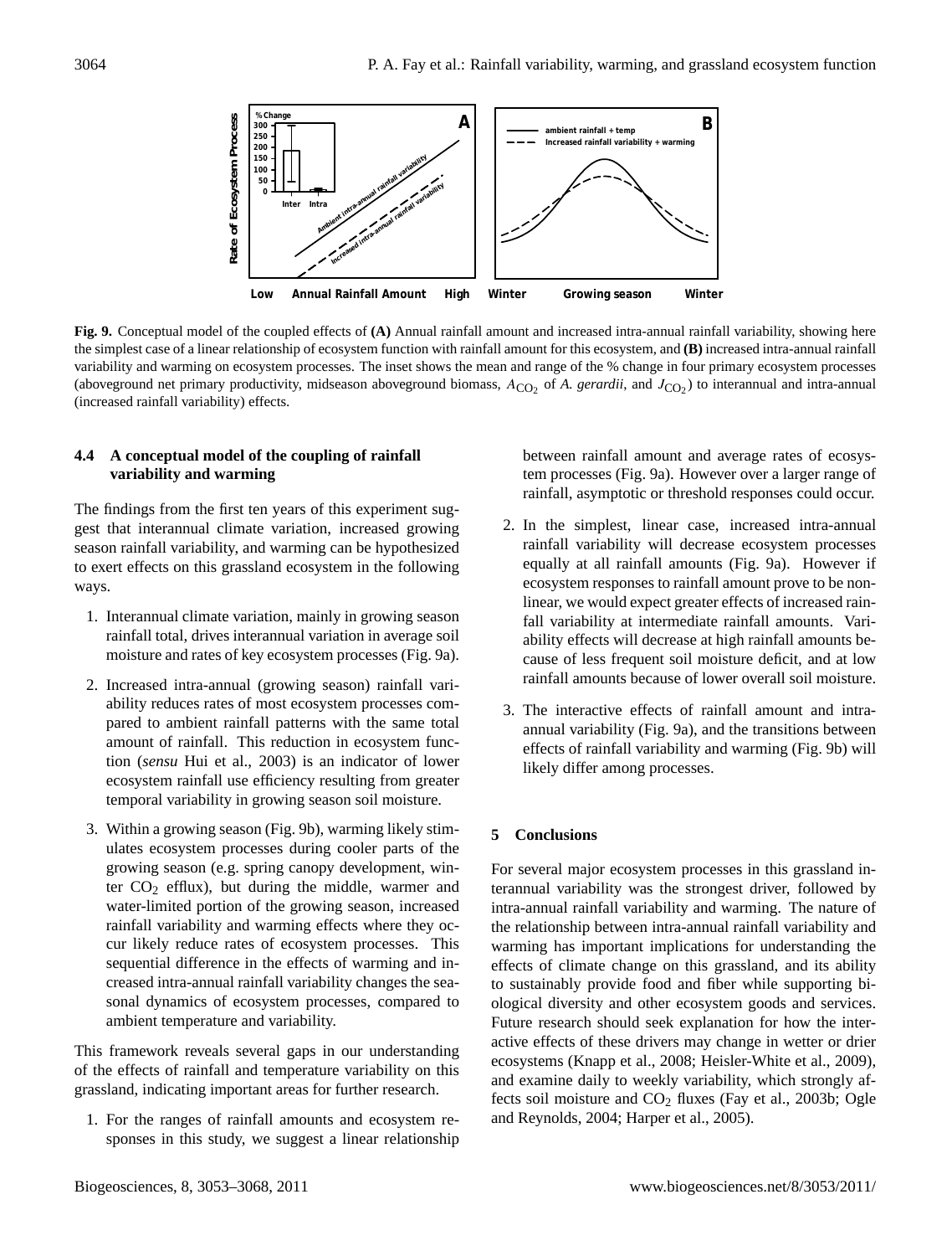**Fig. 9.** Conceptual model of the coupled effects of **(A)** Annual rainfall amount and increased intra-annual rainfall variability, showing here the simplest case of a linear relationship of ecosystem function with rainfall amount for this ecosystem, and **(B)** increased intra-annual rainfall variability and warming on ecosystem processes. The inset shows the mean and range of the % change in four primary ecosystem processes (aboveground net primary productivity, midseason aboveground biomass, $A_{CO_2}$ of *A. gerardii*, and $J_{CO_2}$) to interannual and intra-annual (increased rainfall variability) effects.

### 4.4 A conceptual model of the coupling of rainfall variability and warming

The findings from the first ten years of this experiment suggest that interannual climate variation, increased growing season rainfall variability, and warming can be hypothesized to exert effects on this grassland ecosystem in the following ways.

1. Interannual climate variation, mainly in growing season rainfall total, drives interannual variation in average soil moisture and rates of key ecosystem processes (Fig. 9a).

2. Increased intra-annual (growing season) rainfall variability reduces rates of most ecosystem processes compared to ambient rainfall patterns with the same total amount of rainfall. This reduction in ecosystem function (*sensu* Hui et al., 2003) is an indicator of lower ecosystem rainfall use efficiency resulting from greater temporal variability in growing season soil moisture.

3. Within a growing season (Fig. 9b), warming likely stimulates ecosystem processes during cooler parts of the growing season (e.g. spring canopy development, winter $CO_2$ efflux), but during the middle, warmer and water-limited portion of the growing season, increased rainfall variability and warming effects where they occur likely reduce rates of ecosystem processes. This sequential difference in the effects of warming and increased intra-annual rainfall variability changes the seasonal dynamics of ecosystem processes, compared to ambient temperature and variability.

This framework reveals several gaps in our understanding of the effects of rainfall and temperature variability on this grassland, indicating important areas for further research.

1. For the ranges of rainfall amounts and ecosystem responses in this study, we suggest a linear relationship between rainfall amount and average rates of ecosystem processes (Fig. 9a). However over a larger range of rainfall, asymptotic or threshold responses could occur.

2. In the simplest, linear case, increased intra-annual rainfall variability will decrease ecosystem processes equally at all rainfall amounts (Fig. 9a). However if ecosystem responses to rainfall amount prove to be nonlinear, we would expect greater effects of increased rainfall variability at intermediate rainfall amounts. Variability effects will decrease at high rainfall amounts because of less frequent soil moisture deficit, and at low rainfall amounts because of lower overall soil moisture.

3. The interactive effects of rainfall amount and intra-annual variability (Fig. 9a), and the transitions between effects of rainfall variability and warming (Fig. 9b) will likely differ among processes.

## 5 Conclusions

For several major ecosystem processes in this grassland interannual variability was the strongest driver, followed by intra-annual rainfall variability and warming. The nature of the relationship between intra-annual rainfall variability and warming has important implications for understanding the effects of climate change on this grassland, and its ability to sustainably provide food and fiber while supporting biological diversity and other ecosystem goods and services. Future research should seek explanation for how the interactive effects of these drivers may change in wetter or drier ecosystems (Knapp et al., 2008; Heisler-White et al., 2009), and examine daily to weekly variability, which strongly affects soil moisture and $CO_2$ fluxes (Fay et al., 2003b; Ogle and Reynolds, 2004; Harper et al., 2005).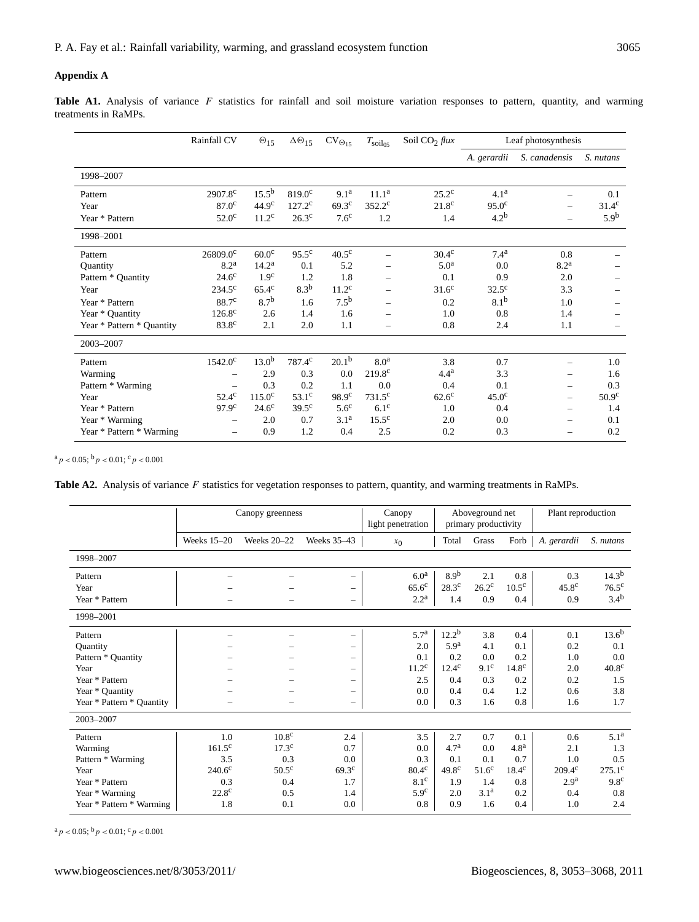## Appendix A

**Table A1.** Analysis of variance $F$ statistics for rainfall and soil moisture variation responses to pattern, quantity, and warming treatments in RaMPs.

| | Rainfall CV | $\Theta_{15}$ | $\Delta\Theta_{15}$ | $CV_{\Theta_{15}}$ | $T_{soil_{05}}$ | Soil $CO_2$ *flux* | Leaf photosynthesis | | |
|---|---|---|---|---|---|---|---|---|---|
| | | | | | | | *A. gerardii* | *S. canadensis* | *S. nutans* |
| **1998–2007** | | | | | | | | | |
| Pattern | $2907.8^c$ | $15.5^b$ | $819.0^c$ | $9.1^a$ | $11.1^a$ | $25.2^c$ | $4.1^a$ | – | 0.1 |
| Year | $87.0^c$ | $44.9^c$ | $127.2^c$ | $69.3^c$ | $352.2^c$ | $21.8^c$ | $95.0^c$ | – | $31.4^c$ |
| Year * Pattern | $52.0^c$ | $11.2^c$ | $26.3^c$ | $7.6^c$ | 1.2 | 1.4 | $4.2^b$ | – | $5.9^b$ |
| **1998–2001** | | | | | | | | | |
| Pattern | $26809.0^c$ | $60.0^c$ | $95.5^c$ | $40.5^c$ | – | $30.4^c$ | $7.4^a$ | 0.8 | – |
| Quantity | $8.2^a$ | $14.2^a$ | 0.1 | 5.2 | – | $5.0^a$ | 0.0 | $8.2^a$ | – |
| Pattern * Quantity | $24.6^c$ | $1.9^c$ | 1.2 | 1.8 | – | 0.1 | 0.9 | 2.0 | – |
| Year | $234.5^c$ | $65.4^c$ | $8.3^b$ | $11.2^c$ | – | $31.6^c$ | $32.5^c$ | 3.3 | – |
| Year * Pattern | $88.7^c$ | $8.7^b$ | 1.6 | $7.5^b$ | – | 0.2 | $8.1^b$ | 1.0 | – |
| Year * Quantity | $126.8^c$ | 2.6 | 1.4 | 1.6 | – | 1.0 | 0.8 | 1.4 | – |
| Year * Pattern * Quantity | $83.8^c$ | 2.1 | 2.0 | 1.1 | – | 0.8 | 2.4 | 1.1 | – |
| **2003–2007** | | | | | | | | | |
| Pattern | $1542.0^c$ | $13.0^b$ | $787.4^c$ | $20.1^b$ | $8.0^a$ | 3.8 | 0.7 | – | 1.0 |
| Warming | – | 2.9 | 0.3 | 0.0 | $219.8^c$ | $4.4^a$ | 3.3 | – | 1.6 |
| Pattern * Warming | – | 0.3 | 0.2 | 1.1 | 0.0 | 0.4 | 0.1 | – | 0.3 |
| Year | $52.4^c$ | $115.0^c$ | $53.1^c$ | $98.9^c$ | $731.5^c$ | $62.6^c$ | $45.0^c$ | – | $50.9^c$ |
| Year * Pattern | $97.9^c$ | $24.6^c$ | $39.5^c$ | $5.6^c$ | $6.1^c$ | 1.0 | 0.4 | – | 1.4 |
| Year * Warming | – | 2.0 | 0.7 | $3.1^a$ | $15.5^c$ | 2.0 | 0.0 | – | 0.1 |
| Year * Pattern * Warming | – | 0.9 | 1.2 | 0.4 | 2.5 | 0.2 | 0.3 | – | 0.2 |

$^a p < 0.05$; $^b p < 0.01$; $^c p < 0.001$

**Table A2.** Analysis of variance $F$ statistics for vegetation responses to pattern, quantity, and warming treatments in RaMPs.

| | Canopy greenness | | | Canopy light penetration | Aboveground net primary productivity | | | Plant reproduction | |
|---|---|---|---|---|---|---|---|---|---|
| | Weeks 15–20 | Weeks 20–22 | Weeks 35–43 | $x_0$ | Total | Grass | Forb | *A. gerardii* | *S. nutans* |
| **1998–2007** | | | | | | | | | |
| Pattern | – | – | – | $6.0^a$ | $8.9^b$ | 2.1 | 0.8 | 0.3 | $14.3^b$ |
| Year | – | – | – | $65.6^c$ | $28.3^c$ | $26.2^c$ | $10.5^c$ | $45.8^c$ | $76.5^c$ |
| Year * Pattern | – | – | – | $2.2^a$ | 1.4 | 0.9 | 0.4 | 0.9 | $3.4^b$ |
| **1998–2001** | | | | | | | | | |
| Pattern | – | – | – | $5.7^a$ | $12.2^b$ | 3.8 | 0.4 | 0.1 | $13.6^b$ |
| Quantity | – | – | – | 2.0 | $5.9^a$ | 4.1 | 0.1 | 0.2 | 0.1 |
| Pattern * Quantity | – | – | – | 0.1 | 0.2 | 0.0 | 0.2 | 1.0 | 0.0 |
| Year | – | – | – | $11.2^c$ | $12.4^c$ | $9.1^c$ | $14.8^c$ | 2.0 | $40.8^c$ |
| Year * Pattern | – | – | – | 2.5 | 0.4 | 0.3 | 0.2 | 0.2 | 1.5 |
| Year * Quantity | – | – | – | 0.0 | 0.4 | 0.4 | 1.2 | 0.6 | 3.8 |
| Year * Pattern * Quantity | – | – | – | 0.0 | 0.3 | 1.6 | 0.8 | 1.6 | 1.7 |
| **2003–2007** | | | | | | | | | |
| Pattern | 1.0 | $10.8^c$ | 2.4 | 3.5 | 2.7 | 0.7 | 0.1 | 0.6 | $5.1^a$ |
| Warming | $161.5^c$ | $17.3^c$ | 0.7 | 0.0 | $4.7^a$ | 0.0 | $4.8^a$ | 2.1 | 1.3 |
| Pattern * Warming | 3.5 | 0.3 | 0.0 | 0.3 | 0.1 | 0.1 | 0.7 | 1.0 | 0.5 |
| Year | $240.6^c$ | $50.5^c$ | $69.3^c$ | $80.4^c$ | $49.8^c$ | $51.6^c$ | $18.4^c$ | $209.4^c$ | $275.1^c$ |
| Year * Pattern | 0.3 | 0.4 | 1.7 | $8.1^c$ | 1.9 | 1.4 | 0.8 | $2.9^a$ | $9.8^c$ |
| Year * Warming | $22.8^c$ | 0.5 | 1.4 | $5.9^c$ | 2.0 | $3.1^a$ | 0.2 | 0.4 | 0.8 |
| Year * Pattern * Warming | 1.8 | 0.1 | 0.0 | 0.8 | 0.9 | 1.6 | 0.4 | 1.0 | 2.4 |

$^a p < 0.05$; $^b p < 0.01$; $^c p < 0.001$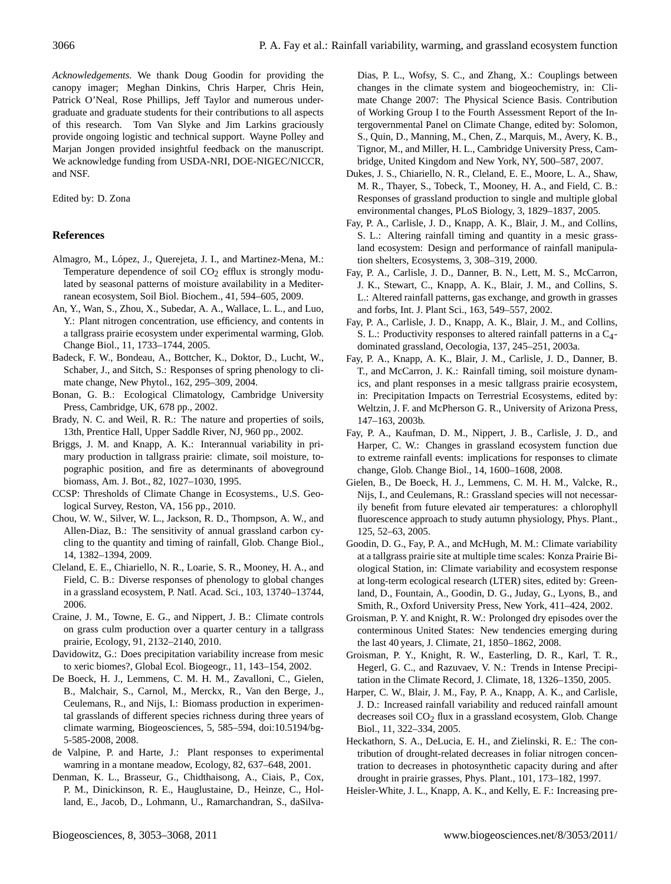*Acknowledgements.* We thank Doug Goodin for providing the canopy imager; Meghan Dinkins, Chris Harper, Chris Hein, Patrick O'Neal, Rose Phillips, Jeff Taylor and numerous undergraduate and graduate students for their contributions to all aspects of this research. Tom Van Slyke and Jim Larkins graciously provide ongoing logistic and technical support. Wayne Polley and Marjan Jongen provided insightful feedback on the manuscript. We acknowledge funding from USDA-NRI, DOE-NIGEC/NICCR, and NSF.

Edited by: D. Zona

## References

Almagro, M., López, J., Querejeta, J. I., and Martinez-Mena, M.: Temperature dependence of soil $CO_2$ efflux is strongly modulated by seasonal patterns of moisture availability in a Mediterranean ecosystem, Soil Biol. Biochem., 41, 594–605, 2009.

An, Y., Wan, S., Zhou, X., Subedar, A. A., Wallace, L. L., and Luo, Y.: Plant nitrogen concentration, use efficiency, and contents in a tallgrass prairie ecosystem under experimental warming, Glob. Change Biol., 11, 1733–1744, 2005.

Badeck, F. W., Bondeau, A., Bottcher, K., Doktor, D., Lucht, W., Schaber, J., and Sitch, S.: Responses of spring phenology to climate change, New Phytol., 162, 295–309, 2004.

Bonan, G. B.: Ecological Climatology, Cambridge University Press, Cambridge, UK, 678 pp., 2002.

Brady, N. C. and Weil, R. R.: The nature and properties of soils, 13th, Prentice Hall, Upper Saddle River, NJ, 960 pp., 2002.

Briggs, J. M. and Knapp, A. K.: Interannual variability in primary production in tallgrass prairie: climate, soil moisture, topographic position, and fire as determinants of aboveground biomass, Am. J. Bot., 82, 1027–1030, 1995.

CCSP: Thresholds of Climate Change in Ecosystems., U.S. Geological Survey, Reston, VA, 156 pp., 2010.

Chou, W. W., Silver, W. L., Jackson, R. D., Thompson, A. W., and Allen-Diaz, B.: The sensitivity of annual grassland carbon cycling to the quantity and timing of rainfall, Glob. Change Biol., 14, 1382–1394, 2009.

Cleland, E. E., Chiariello, N. R., Loarie, S. R., Mooney, H. A., and Field, C. B.: Diverse responses of phenology to global changes in a grassland ecosystem, P. Natl. Acad. Sci., 103, 13740–13744, 2006.

Craine, J. M., Towne, E. G., and Nippert, J. B.: Climate controls on grass culm production over a quarter century in a tallgrass prairie, Ecology, 91, 2132–2140, 2010.

Davidowitz, G.: Does precipitation variability increase from mesic to xeric biomes?, Global Ecol. Biogeogr., 11, 143–154, 2002.

De Boeck, H. J., Lemmens, C. M. H. M., Zavalloni, C., Gielen, B., Malchair, S., Carnol, M., Merckx, R., Van den Berge, J., Ceulemans, R., and Nijs, I.: Biomass production in experimental grasslands of different species richness during three years of climate warming, Biogeosciences, 5, 585–594, doi:10.5194/bg-5-585-2008, 2008.

de Valpine, P. and Harte, J.: Plant responses to experimental wamring in a montane meadow, Ecology, 82, 637–648, 2001.

Denman, K. L., Brasseur, G., Chidthaisong, A., Ciais, P., Cox, P. M., Dinickinson, R. E., Hauglustaine, D., Heinze, C., Holland, E., Jacob, D., Lohmann, U., Ramarchandran, S., daSilva-Dias, P. L., Wofsy, S. C., and Zhang, X.: Couplings between changes in the climate system and biogeochemistry, in: Climate Change 2007: The Physical Science Basis. Contribution of Working Group I to the Fourth Assessment Report of the Intergovernmental Panel on Climate Change, edited by: Solomon, S., Quin, D., Manning, M., Chen, Z., Marquis, M., Avery, K. B., Tignor, M., and Miller, H. L., Cambridge University Press, Cambridge, United Kingdom and New York, NY, 500–587, 2007.

Dukes, J. S., Chiariello, N. R., Cleland, E. E., Moore, L. A., Shaw, M. R., Thayer, S., Tobeck, T., Mooney, H. A., and Field, C. B.: Responses of grassland production to single and multiple global environmental changes, PLoS Biology, 3, 1829–1837, 2005.

Fay, P. A., Carlisle, J. D., Knapp, A. K., Blair, J. M., and Collins, S. L.: Altering rainfall timing and quantity in a mesic grassland ecosystem: Design and performance of rainfall manipulation shelters, Ecosystems, 3, 308–319, 2000.

Fay, P. A., Carlisle, J. D., Danner, B. N., Lett, M. S., McCarron, J. K., Stewart, C., Knapp, A. K., Blair, J. M., and Collins, S. L.: Altered rainfall patterns, gas exchange, and growth in grasses and forbs, Int. J. Plant Sci., 163, 549–557, 2002.

Fay, P. A., Carlisle, J. D., Knapp, A. K., Blair, J. M., and Collins, S. L.: Productivity responses to altered rainfall patterns in a $C_4$-dominated grassland, Oecologia, 137, 245–251, 2003a.

Fay, P. A., Knapp, A. K., Blair, J. M., Carlisle, J. D., Danner, B. T., and McCarron, J. K.: Rainfall timing, soil moisture dynamics, and plant responses in a mesic tallgrass prairie ecosystem, in: Precipitation Impacts on Terrestrial Ecosystems, edited by: Weltzin, J. F. and McPherson G. R., University of Arizona Press, 147–163, 2003b.

Fay, P. A., Kaufman, D. M., Nippert, J. B., Carlisle, J. D., and Harper, C. W.: Changes in grassland ecosystem function due to extreme rainfall events: implications for responses to climate change, Glob. Change Biol., 14, 1600–1608, 2008.

Gielen, B., De Boeck, H. J., Lemmens, C. M. H. M., Valcke, R., Nijs, I., and Ceulemans, R.: Grassland species will not necessarily benefit from future elevated air temperatures: a chlorophyll fluorescence approach to study autumn physiology, Phys. Plant., 125, 52–63, 2005.

Goodin, D. G., Fay, P. A., and McHugh, M. M.: Climate variability at a tallgrass prairie site at multiple time scales: Konza Prairie Biological Station, in: Climate variability and ecosystem response at long-term ecological research (LTER) sites, edited by: Greenland, D., Fountain, A., Goodin, D. G., Juday, G., Lyons, B., and Smith, R., Oxford University Press, New York, 411–424, 2002.

Groisman, P. Y. and Knight, R. W.: Prolonged dry episodes over the conterminous United States: New tendencies emerging during the last 40 years, J. Climate, 21, 1850–1862, 2008.

Groisman, P. Y., Knight, R. W., Easterling, D. R., Karl, T. R., Hegerl, G. C., and Razuvaev, V. N.: Trends in Intense Precipitation in the Climate Record, J. Climate, 18, 1326–1350, 2005.

Harper, C. W., Blair, J. M., Fay, P. A., Knapp, A. K., and Carlisle, J. D.: Increased rainfall variability and reduced rainfall amount decreases soil $CO_2$ flux in a grassland ecosystem, Glob. Change Biol., 11, 322–334, 2005.

Heckathorn, S. A., DeLucia, E. H., and Zielinski, R. E.: The contribution of drought-related decreases in foliar nitrogen concentration to decreases in photosynthetic capacity during and after drought in prairie grasses, Phys. Plant., 101, 173–182, 1997.

Heisler-White, J. L., Knapp, A. K., and Kelly, E. F.: Increasing pre-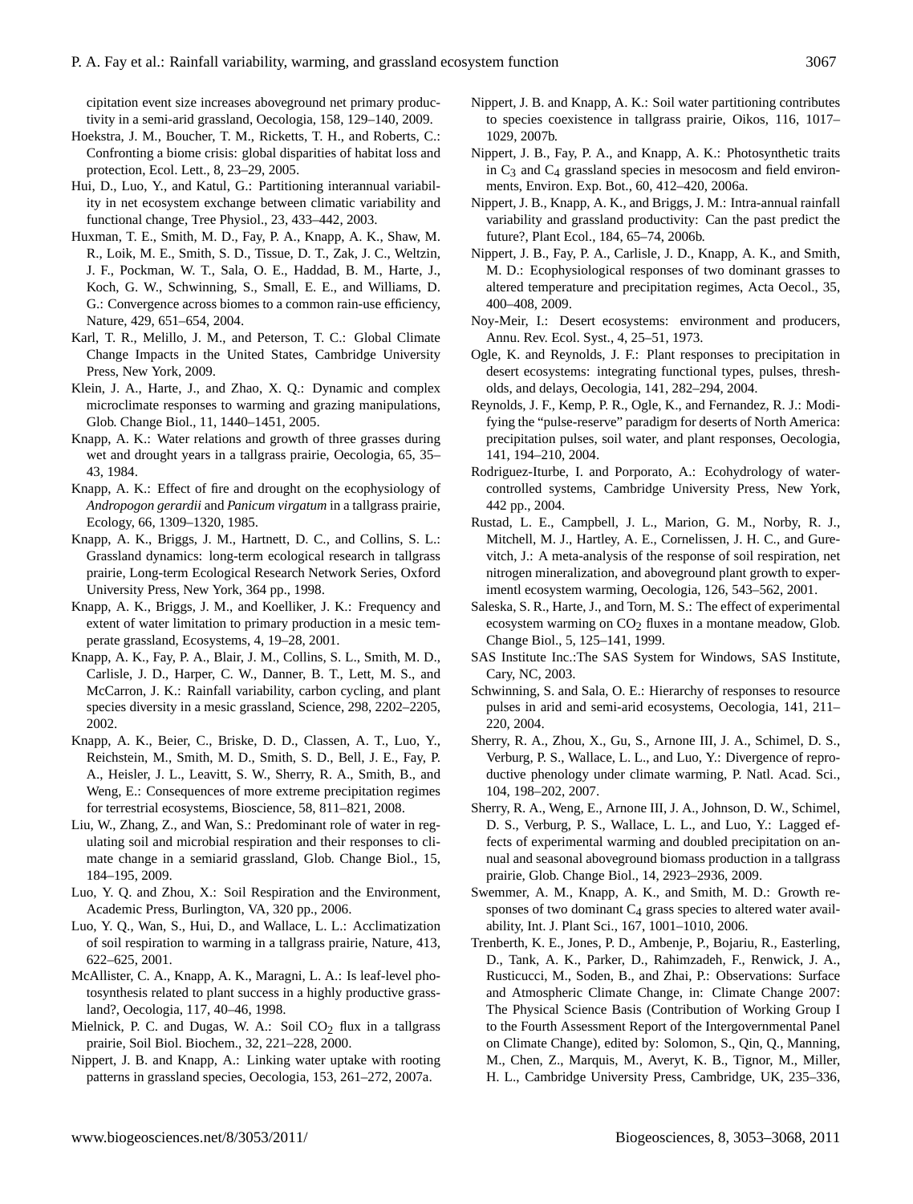cipitation event size increases aboveground net primary productivity in a semi-arid grassland, Oecologia, 158, 129–140, 2009.

Hoekstra, J. M., Boucher, T. M., Ricketts, T. H., and Roberts, C.: Confronting a biome crisis: global disparities of habitat loss and protection, Ecol. Lett., 8, 23–29, 2005.

Hui, D., Luo, Y., and Katul, G.: Partitioning interannual variability in net ecosystem exchange between climatic variability and functional change, Tree Physiol., 23, 433–442, 2003.

Huxman, T. E., Smith, M. D., Fay, P. A., Knapp, A. K., Shaw, M. R., Loik, M. E., Smith, S. D., Tissue, D. T., Zak, J. C., Weltzin, J. F., Pockman, W. T., Sala, O. E., Haddad, B. M., Harte, J., Koch, G. W., Schwinning, S., Small, E. E., and Williams, D. G.: Convergence across biomes to a common rain-use efficiency, Nature, 429, 651–654, 2004.

Karl, T. R., Melillo, J. M., and Peterson, T. C.: Global Climate Change Impacts in the United States, Cambridge University Press, New York, 2009.

Klein, J. A., Harte, J., and Zhao, X. Q.: Dynamic and complex microclimate responses to warming and grazing manipulations, Glob. Change Biol., 11, 1440–1451, 2005.

Knapp, A. K.: Water relations and growth of three grasses during wet and drought years in a tallgrass prairie, Oecologia, 65, 35–43, 1984.

Knapp, A. K.: Effect of fire and drought on the ecophysiology of *Andropogon gerardii* and *Panicum virgatum* in a tallgrass prairie, Ecology, 66, 1309–1320, 1985.

Knapp, A. K., Briggs, J. M., Hartnett, D. C., and Collins, S. L.: Grassland dynamics: long-term ecological research in tallgrass prairie, Long-term Ecological Research Network Series, Oxford University Press, New York, 364 pp., 1998.

Knapp, A. K., Briggs, J. M., and Koelliker, J. K.: Frequency and extent of water limitation to primary production in a mesic temperate grassland, Ecosystems, 4, 19–28, 2001.

Knapp, A. K., Fay, P. A., Blair, J. M., Collins, S. L., Smith, M. D., Carlisle, J. D., Harper, C. W., Danner, B. T., Lett, M. S., and McCarron, J. K.: Rainfall variability, carbon cycling, and plant species diversity in a mesic grassland, Science, 298, 2202–2205, 2002.

Knapp, A. K., Beier, C., Briske, D. D., Classen, A. T., Luo, Y., Reichstein, M., Smith, M. D., Smith, S. D., Bell, J. E., Fay, P. A., Heisler, J. L., Leavitt, S. W., Sherry, R. A., Smith, B., and Weng, E.: Consequences of more extreme precipitation regimes for terrestrial ecosystems, Bioscience, 58, 811–821, 2008.

Liu, W., Zhang, Z., and Wan, S.: Predominant role of water in regulating soil and microbial respiration and their responses to climate change in a semiarid grassland, Glob. Change Biol., 15, 184–195, 2009.

Luo, Y. Q. and Zhou, X.: Soil Respiration and the Environment, Academic Press, Burlington, VA, 320 pp., 2006.

Luo, Y. Q., Wan, S., Hui, D., and Wallace, L. L.: Acclimatization of soil respiration to warming in a tallgrass prairie, Nature, 413, 622–625, 2001.

McAllister, C. A., Knapp, A. K., Maragni, L. A.: Is leaf-level photosynthesis related to plant success in a highly productive grassland?, Oecologia, 117, 40–46, 1998.

Mielnick, P. C. and Dugas, W. A.: Soil $CO_2$ flux in a tallgrass prairie, Soil Biol. Biochem., 32, 221–228, 2000.

Nippert, J. B. and Knapp, A.: Linking water uptake with rooting patterns in grassland species, Oecologia, 153, 261–272, 2007a.

Nippert, J. B. and Knapp, A. K.: Soil water partitioning contributes to species coexistence in tallgrass prairie, Oikos, 116, 1017–1029, 2007b.

Nippert, J. B., Fay, P. A., and Knapp, A. K.: Photosynthetic traits in $C_3$ and $C_4$ grassland species in mesocosm and field environments, Environ. Exp. Bot., 60, 412–420, 2006a.

Nippert, J. B., Knapp, A. K., and Briggs, J. M.: Intra-annual rainfall variability and grassland productivity: Can the past predict the future?, Plant Ecol., 184, 65–74, 2006b.

Nippert, J. B., Fay, P. A., Carlisle, J. D., Knapp, A. K., and Smith, M. D.: Ecophysiological responses of two dominant grasses to altered temperature and precipitation regimes, Acta Oecol., 35, 400–408, 2009.

Noy-Meir, I.: Desert ecosystems: environment and producers, Annu. Rev. Ecol. Syst., 4, 25–51, 1973.

Ogle, K. and Reynolds, J. F.: Plant responses to precipitation in desert ecosystems: integrating functional types, pulses, thresholds, and delays, Oecologia, 141, 282–294, 2004.

Reynolds, J. F., Kemp, P. R., Ogle, K., and Fernandez, R. J.: Modifying the "pulse-reserve" paradigm for deserts of North America: precipitation pulses, soil water, and plant responses, Oecologia, 141, 194–210, 2004.

Rodriguez-Iturbe, I. and Porporato, A.: Ecohydrology of water-controlled systems, Cambridge University Press, New York, 442 pp., 2004.

Rustad, L. E., Campbell, J. L., Marion, G. M., Norby, R. J., Mitchell, M. J., Hartley, A. E., Cornelissen, J. H. C., and Gurevitch, J.: A meta-analysis of the response of soil respiration, net nitrogen mineralization, and aboveground plant growth to experimentl ecosystem warming, Oecologia, 126, 543–562, 2001.

Saleska, S. R., Harte, J., and Torn, M. S.: The effect of experimental ecosystem warming on $CO_2$ fluxes in a montane meadow, Glob. Change Biol., 5, 125–141, 1999.

SAS Institute Inc.:The SAS System for Windows, SAS Institute, Cary, NC, 2003.

Schwinning, S. and Sala, O. E.: Hierarchy of responses to resource pulses in arid and semi-arid ecosystems, Oecologia, 141, 211–220, 2004.

Sherry, R. A., Zhou, X., Gu, S., Arnone III, J. A., Schimel, D. S., Verburg, P. S., Wallace, L. L., and Luo, Y.: Divergence of reproductive phenology under climate warming, P. Natl. Acad. Sci., 104, 198–202, 2007.

Sherry, R. A., Weng, E., Arnone III, J. A., Johnson, D. W., Schimel, D. S., Verburg, P. S., Wallace, L. L., and Luo, Y.: Lagged effects of experimental warming and doubled precipitation on annual and seasonal aboveground biomass production in a tallgrass prairie, Glob. Change Biol., 14, 2923–2936, 2009.

Swemmer, A. M., Knapp, A. K., and Smith, M. D.: Growth responses of two dominant $C_4$ grass species to altered water availability, Int. J. Plant Sci., 167, 1001–1010, 2006.

Trenberth, K. E., Jones, P. D., Ambenje, P., Bojariu, R., Easterling, D., Tank, A. K., Parker, D., Rahimzadeh, F., Renwick, J. A., Rusticucci, M., Soden, B., and Zhai, P.: Observations: Surface and Atmospheric Climate Change, in: Climate Change 2007: The Physical Science Basis (Contribution of Working Group I to the Fourth Assessment Report of the Intergovernmental Panel on Climate Change), edited by: Solomon, S., Qin, Q., Manning, M., Chen, Z., Marquis, M., Averyt, K. B., Tignor, M., Miller, H. L., Cambridge University Press, Cambridge, UK, 235–336,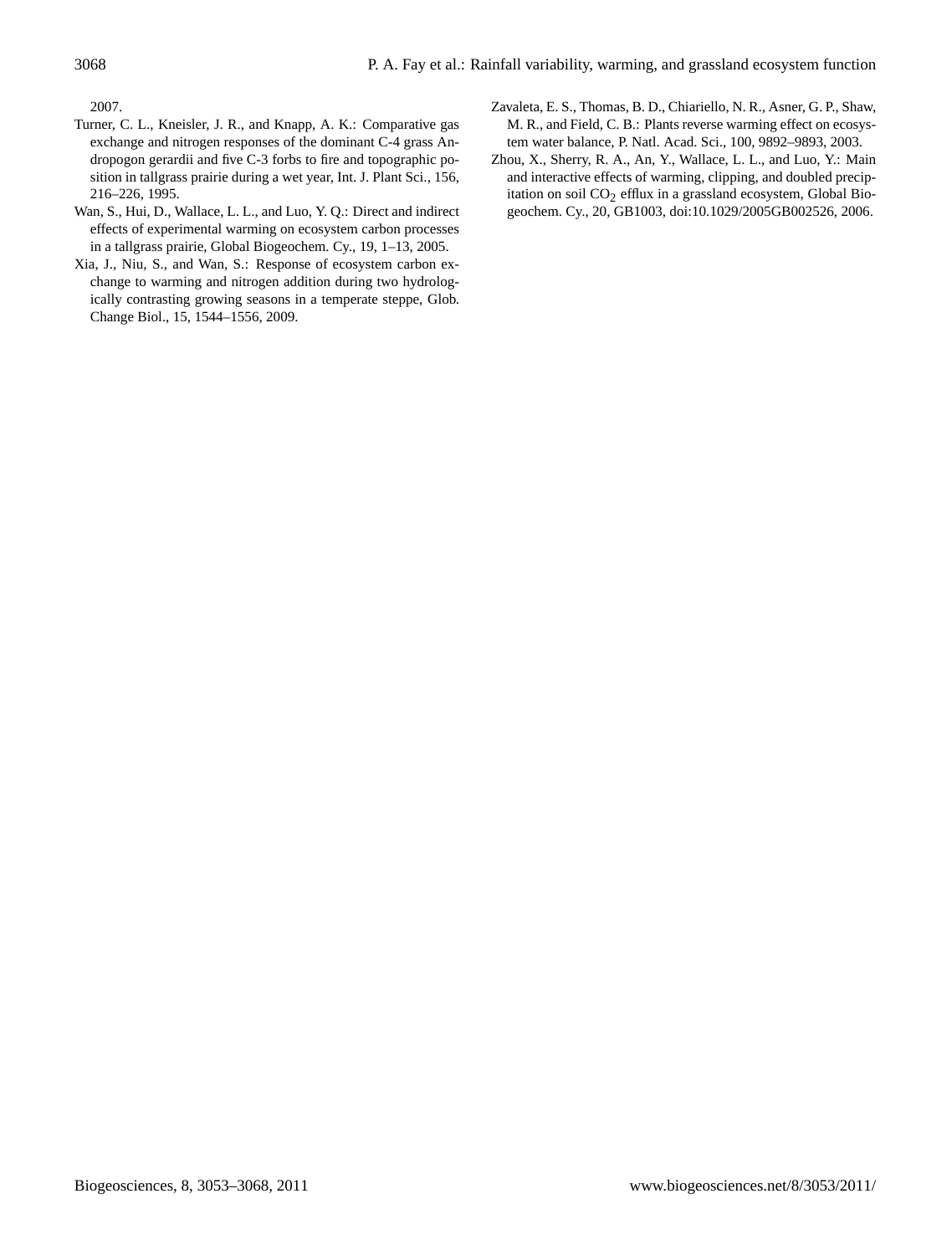2007.

Turner, C. L., Kneisler, J. R., and Knapp, A. K.: Comparative gas exchange and nitrogen responses of the dominant C-4 grass Andropogon gerardii and five C-3 forbs to fire and topographic position in tallgrass prairie during a wet year, Int. J. Plant Sci., 156, 216–226, 1995.

Wan, S., Hui, D., Wallace, L. L., and Luo, Y. Q.: Direct and indirect effects of experimental warming on ecosystem carbon processes in a tallgrass prairie, Global Biogeochem. Cy., 19, 1–13, 2005.

Xia, J., Niu, S., and Wan, S.: Response of ecosystem carbon exchange to warming and nitrogen addition during two hydrologically contrasting growing seasons in a temperate steppe, Glob. Change Biol., 15, 1544–1556, 2009.

Zavaleta, E. S., Thomas, B. D., Chiariello, N. R., Asner, G. P., Shaw, M. R., and Field, C. B.: Plants reverse warming effect on ecosystem water balance, P. Natl. Acad. Sci., 100, 9892–9893, 2003.

Zhou, X., Sherry, R. A., An, Y., Wallace, L. L., and Luo, Y.: Main and interactive effects of warming, clipping, and doubled precipitation on soil $CO_2$ efflux in a grassland ecosystem, Global Biogeochem. Cy., 20, GB1003, doi:10.1029/2005GB002526, 2006.